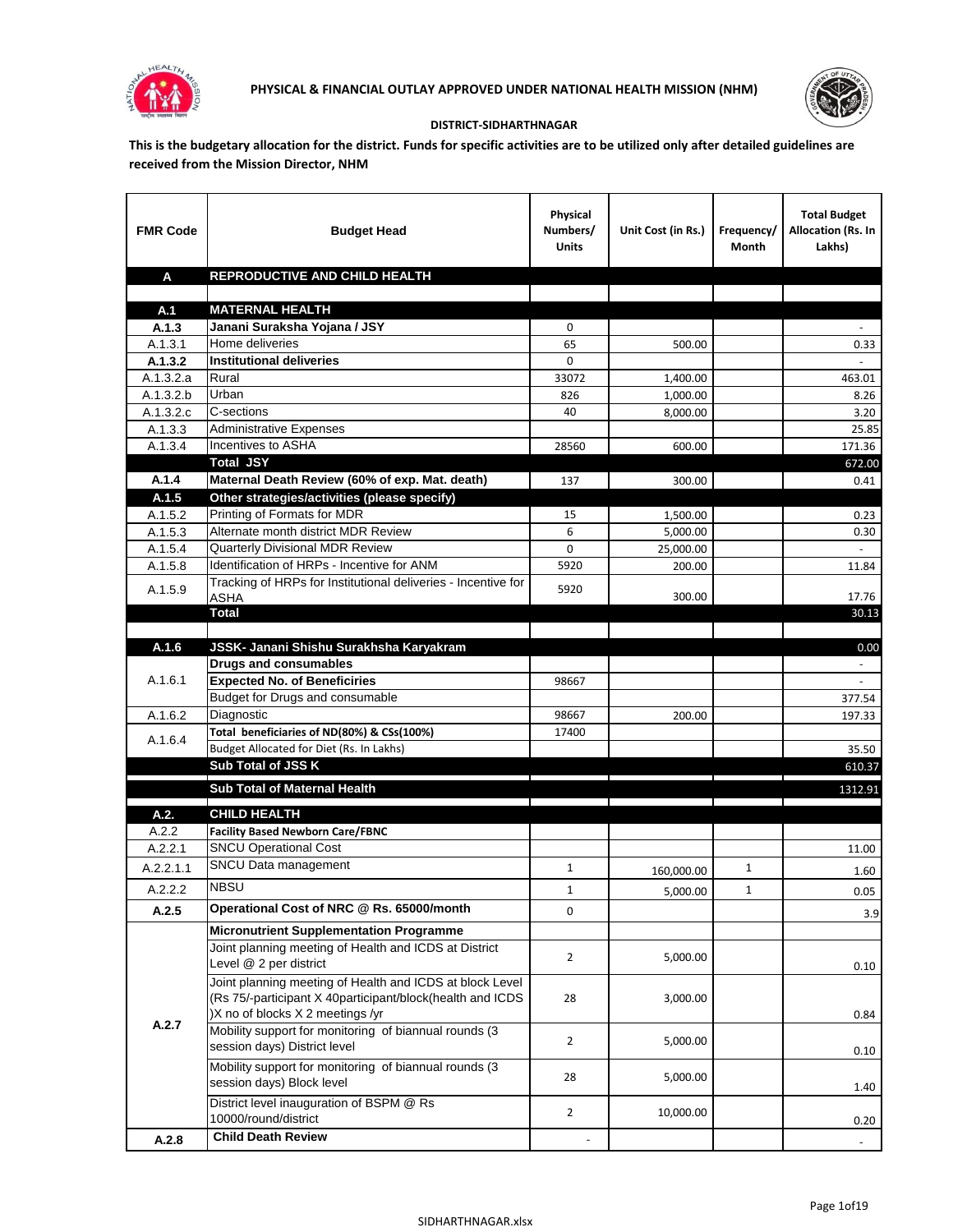**PHYSICAL & FINANCIAL OUTLAY APPROVED UNDER NATIONAL HEALTH MISSION (NHM)**

**DISTRICT-SIDHARTHNAGAR**

**This is the budgetary allocation for the district. Funds for specific activities are to be utilized only after detailed guidelines are received from the Mission Director, NHM**

| FMR Code | Budget Head | Physical Numbers/ Units | Unit Cost (in Rs.) | Frequency/ Month | Total Budget Allocation (Rs. In Lakhs) |
|---|---|---|---|---|---|
| **A** | **REPRODUCTIVE AND CHILD HEALTH** | | | | |
| | | | | | |
| **A.1** | **MATERNAL HEALTH** | | | | |
| **A.1.3** | **Janani Suraksha Yojana / JSY** | 0 | | | - |
| A.1.3.1 | Home deliveries | 65 | 500.00 | | 0.33 |
| **A.1.3.2** | **Institutional deliveries** | 0 | | | - |
| A.1.3.2.a | Rural | 33072 | 1,400.00 | | 463.01 |
| A.1.3.2.b | Urban | 826 | 1,000.00 | | 8.26 |
| A.1.3.2.c | C-sections | 40 | 8,000.00 | | 3.20 |
| A.1.3.3 | Administrative Expenses | | | | 25.85 |
| A.1.3.4 | Incentives to ASHA | 28560 | 600.00 | | 171.36 |
| | **Total JSY** | | | | 672.00 |
| **A.1.4** | **Maternal Death Review (60% of exp. Mat. death)** | 137 | 300.00 | | 0.41 |
| **A.1.5** | **Other strategies/activities (please specify)** | | | | |
| A.1.5.2 | Printing of Formats for MDR | 15 | 1,500.00 | | 0.23 |
| A.1.5.3 | Alternate month district MDR Review | 6 | 5,000.00 | | 0.30 |
| A.1.5.4 | Quarterly Divisional MDR Review | 0 | 25,000.00 | | - |
| A.1.5.8 | Identification of HRPs - Incentive for ANM | 5920 | 200.00 | | 11.84 |
| A.1.5.9 | Tracking of HRPs for Institutional deliveries - Incentive for ASHA | 5920 | 300.00 | | 17.76 |
| | **Total** | | | | 30.13 |
| | | | | | |
| **A.1.6** | **JSSK- Janani Shishu Surakhsha Karyakram** | | | | 0.00 |
| A.1.6.1 | **Drugs and consumables** | | | | - |
| | **Expected No. of Beneficiries** | 98667 | | | - |
| | Budget for Drugs and consumable | | | | 377.54 |
| A.1.6.2 | Diagnostic | 98667 | 200.00 | | 197.33 |
| A.1.6.4 | **Total beneficiaries of ND(80%) & CSs(100%)** | 17400 | | | |
| | Budget Allocated for Diet (Rs. In Lakhs) | | | | 35.50 |
| | **Sub Total of JSS K** | | | | 610.37 |
| | **Sub Total of Maternal Health** | | | | 1312.91 |
| **A.2.** | **CHILD HEALTH** | | | | |
| A.2.2 | **Facility Based Newborn Care/FBNC** | | | | |
| A.2.2.1 | SNCU Operational Cost | | | | 11.00 |
| A.2.2.1.1 | SNCU Data management | 1 | 160,000.00 | 1 | 1.60 |
| A.2.2.2 | NBSU | 1 | 5,000.00 | 1 | 0.05 |
| **A.2.5** | **Operational Cost of NRC @ Rs. 65000/month** | 0 | | | 3.9 |
| A.2.7 | **Micronutrient Supplementation Programme** | | | | |
| | Joint planning meeting of Health and ICDS at District Level @ 2 per district | 2 | 5,000.00 | | 0.10 |
| | Joint planning meeting of Health and ICDS at block Level (Rs 75/-participant X 40participant/block(health and ICDS )X no of blocks X 2 meetings /yr | 28 | 3,000.00 | | 0.84 |
| | Mobility support for monitoring of biannual rounds (3 session days) District level | 2 | 5,000.00 | | 0.10 |
| | Mobility support for monitoring of biannual rounds (3 session days) Block level | 28 | 5,000.00 | | 1.40 |
| | District level inauguration of BSPM @ Rs 10000/round/district | 2 | 10,000.00 | | 0.20 |
| **A.2.8** | **Child Death Review** | - | | | - |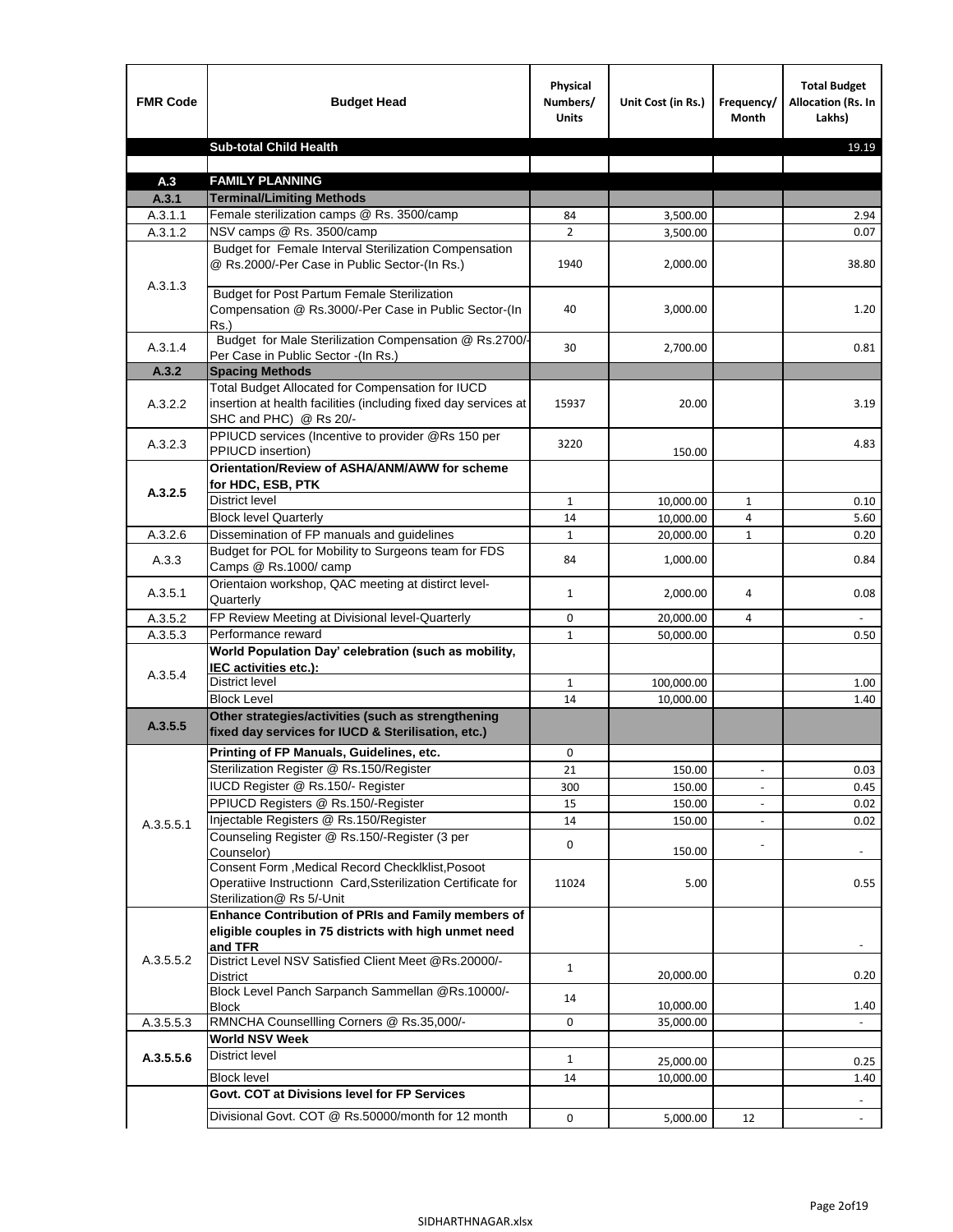| FMR Code | Budget Head | Physical Numbers/ Units | Unit Cost (in Rs.) | Frequency/ Month | Total Budget Allocation (Rs. In Lakhs) |
|---|---|---|---|---|---|
| | **Sub-total Child Health** | | | | 19.19 |
| | | | | | |
| **A.3** | **FAMILY PLANNING** | | | | |
| **A.3.1** | **Terminal/Limiting Methods** | | | | |
| A.3.1.1 | Female sterilization camps @ Rs. 3500/camp | 84 | 3,500.00 | | 2.94 |
| A.3.1.2 | NSV camps @ Rs. 3500/camp | 2 | 3,500.00 | | 0.07 |
| A.3.1.3 | Budget for Female Interval Sterilization Compensation @ Rs.2000/-Per Case in Public Sector-(In Rs.) | 1940 | 2,000.00 | | 38.80 |
| | Budget for Post Partum Female Sterilization Compensation @ Rs.3000/-Per Case in Public Sector-(In Rs.) | 40 | 3,000.00 | | 1.20 |
| A.3.1.4 | Budget for Male Sterilization Compensation @ Rs.2700/-Per Case in Public Sector -(In Rs.) | 30 | 2,700.00 | | 0.81 |
| **A.3.2** | **Spacing Methods** | | | | |
| A.3.2.2 | Total Budget Allocated for Compensation for IUCD insertion at health facilities (including fixed day services at SHC and PHC) @ Rs 20/- | 15937 | 20.00 | | 3.19 |
| A.3.2.3 | PPIUCD services (Incentive to provider @Rs 150 per PPIUCD insertion) | 3220 | 150.00 | | 4.83 |
| **A.3.2.5** | **Orientation/Review of ASHA/ANM/AWW for scheme for HDC, ESB, PTK** | | | | |
| | District level | 1 | 10,000.00 | 1 | 0.10 |
| | Block level Quarterly | 14 | 10,000.00 | 4 | 5.60 |
| A.3.2.6 | Dissemination of FP manuals and guidelines | 1 | 20,000.00 | 1 | 0.20 |
| A.3.3 | Budget for POL for Mobility to Surgeons team for FDS Camps @ Rs.1000/ camp | 84 | 1,000.00 | | 0.84 |
| A.3.5.1 | Orientaion workshop, QAC meeting at distirct level-Quarterly | 1 | 2,000.00 | 4 | 0.08 |
| A.3.5.2 | FP Review Meeting at Divisional level-Quarterly | 0 | 20,000.00 | 4 | - |
| A.3.5.3 | Performance reward | 1 | 50,000.00 | | 0.50 |
| A.3.5.4 | **World Population Day' celebration (such as mobility, IEC activities etc.):** | | | | |
| | District level | 1 | 100,000.00 | | 1.00 |
| | Block Level | 14 | 10,000.00 | | 1.40 |
| **A.3.5.5** | **Other strategies/activities (such as strengthening fixed day services for IUCD & Sterilisation, etc.)** | | | | |
| A.3.5.5.1 | **Printing of FP Manuals, Guidelines, etc.** | 0 | | | |
| | Sterilization Register @ Rs.150/Register | 21 | 150.00 | - | 0.03 |
| | IUCD Register @ Rs.150/- Register | 300 | 150.00 | - | 0.45 |
| | PPIUCD Registers @ Rs.150/-Register | 15 | 150.00 | - | 0.02 |
| | Injectable Registers @ Rs.150/Register | 14 | 150.00 | - | 0.02 |
| | Counseling Register @ Rs.150/-Register (3 per Counselor) | 0 | 150.00 | - | - |
| | Consent Form ,Medical Record Checklklist,Posoot Operatiive Instructionn Card,Ssterilization Certificate for Sterilization@ Rs 5/-Unit | 11024 | 5.00 | | 0.55 |
| A.3.5.5.2 | **Enhance Contribution of PRIs and Family members of eligible couples in 75 districts with high unmet need and TFR** | | | | - |
| | District Level NSV Satisfied Client Meet @Rs.20000/-District | 1 | 20,000.00 | | 0.20 |
| | Block Level Panch Sarpanch Sammellan @Rs.10000/-Block | 14 | 10,000.00 | | 1.40 |
| A.3.5.5.3 | RMNCHA Counsellling Corners @ Rs.35,000/- | 0 | 35,000.00 | | - |
| **A.3.5.5.6** | **World NSV Week** | | | | |
| | District level | 1 | 25,000.00 | | 0.25 |
| | Block level | 14 | 10,000.00 | | 1.40 |
| | **Govt. COT at Divisions level for FP Services** | | | | - |
| | Divisional Govt. COT @ Rs.50000/month for 12 month | 0 | 5,000.00 | 12 | - |

SIDHARTHNAGAR.xlsx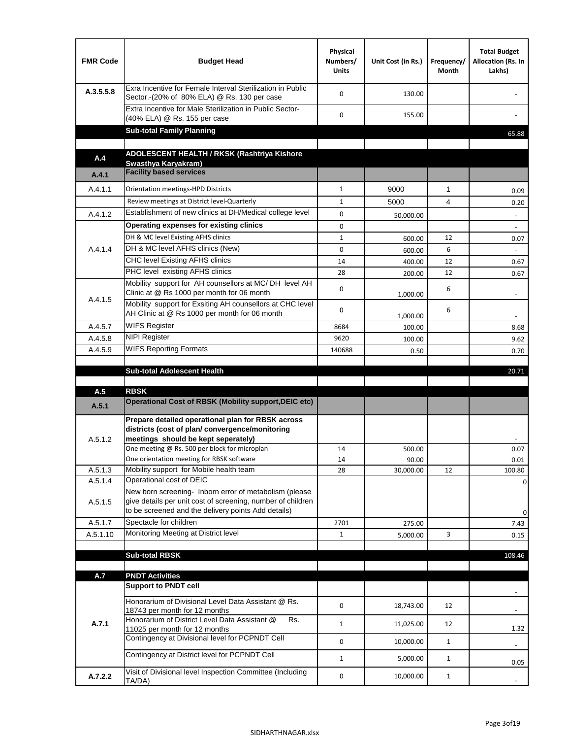| FMR Code | Budget Head | Physical Numbers/ Units | Unit Cost (in Rs.) | Frequency/ Month | Total Budget Allocation (Rs. In Lakhs) |
|---|---|---|---|---|---|
| A.3.5.5.8 | Exra Incentive for Female Interval Sterilization in Public Sector.-(20% of 80% ELA) @ Rs. 130 per case | 0 | 130.00 | | - |
| | Extra Incentive for Male Sterilization in Public Sector-(40% ELA) @ Rs. 155 per case | 0 | 155.00 | | - |
| | **Sub-total Family Planning** | | | | 65.88 |
| | | | | | |
| **A.4** | **ADOLESCENT HEALTH / RKSK (Rashtriya Kishore Swasthya Karyakram)** | | | | |
| **A.4.1** | **Facility based services** | | | | |
| A.4.1.1 | Orientation meetings-HPD Districts | 1 | 9000 | 1 | 0.09 |
| | Review meetings at District level-Quarterly | 1 | 5000 | 4 | 0.20 |
| A.4.1.2 | Establishment of new clinics at DH/Medical college level | 0 | 50,000.00 | | - |
| A.4.1.4 | **Operating expenses for existing clinics** | 0 | | | - |
| | DH & MC level Existing AFHS clinics | 1 | 600.00 | 12 | 0.07 |
| | DH & MC level AFHS clinics (New) | 0 | 600.00 | 6 | - |
| | CHC level Existing AFHS clinics | 14 | 400.00 | 12 | 0.67 |
| | PHC level existing AFHS clinics | 28 | 200.00 | 12 | 0.67 |
| A.4.1.5 | Mobility support for AH counsellors at MC/ DH level AH Clinic at @ Rs 1000 per month for 06 month | 0 | 1,000.00 | 6 | - |
| | Mobility support for Exsiting AH counsellors at CHC level AH Clinic at @ Rs 1000 per month for 06 month | 0 | 1,000.00 | 6 | - |
| A.4.5.7 | WIFS Register | 8684 | 100.00 | | 8.68 |
| A.4.5.8 | NIPI Register | 9620 | 100.00 | | 9.62 |
| A.4.5.9 | WIFS Reporting Formats | 140688 | 0.50 | | 0.70 |
| | | | | | |
| | **Sub-total Adolescent Health** | | | | 20.71 |
| | | | | | |
| **A.5** | **RBSK** | | | | |
| **A.5.1** | **Operational Cost of RBSK (Mobility support,DEIC etc)** | | | | |
| A.5.1.2 | **Prepare detailed operational plan for RBSK across districts (cost of plan/ convergence/monitoring meetings should be kept seperately)** | | | | - |
| | One meeting @ Rs. 500 per block for microplan | 14 | 500.00 | | 0.07 |
| | One orientation meeting for RBSK software | 14 | 90.00 | | 0.01 |
| A.5.1.3 | Mobility support for Mobile health team | 28 | 30,000.00 | 12 | 100.80 |
| A.5.1.4 | Operational cost of DEIC | | | | 0 |
| A.5.1.5 | New born screening- Inborn error of metabolism (please give details per unit cost of screening, number of children to be screened and the delivery points Add details) | | | | 0 |
| A.5.1.7 | Spectacle for children | 2701 | 275.00 | | 7.43 |
| A.5.1.10 | Monitoring Meeting at District level | 1 | 5,000.00 | 3 | 0.15 |
| | | | | | |
| | **Sub-total RBSK** | | | | 108.46 |
| | | | | | |
| **A.7** | **PNDT Activities** | | | | |
| **A.7.1** | **Support to PNDT cell** | | | | - |
| | Honorarium of Divisional Level Data Assistant @ Rs. 18743 per month for 12 months | 0 | 18,743.00 | 12 | - |
| | Honorarium of District Level Data Assistant @ Rs. 11025 per month for 12 months | 1 | 11,025.00 | 12 | 1.32 |
| | Contingency at Divisional level for PCPNDT Cell | 0 | 10,000.00 | 1 | - |
| | Contingency at District level for PCPNDT Cell | 1 | 5,000.00 | 1 | 0.05 |
| **A.7.2.2** | Visit of Divisional level Inspection Committee (Including TA/DA) | 0 | 10,000.00 | 1 | - |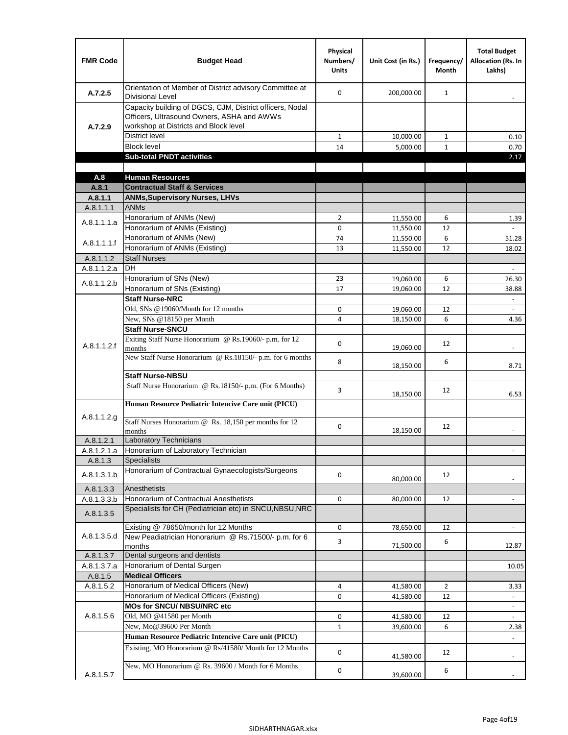| FMR Code | Budget Head | Physical Numbers/ Units | Unit Cost (in Rs.) | Frequency/ Month | Total Budget Allocation (Rs. In Lakhs) |
|---|---|---|---|---|---|
| A.7.2.5 | Orientation of Member of District advisory Committee at Divisional Level | 0 | 200,000.00 | 1 | - |
| A.7.2.9 | Capacity building of DGCS, CJM, District officers, Nodal Officers, Ultrasound Owners, ASHA and AWWs workshop at Districts and Block level | | | | |
| | District level | 1 | 10,000.00 | 1 | 0.10 |
| | Block level | 14 | 5,000.00 | 1 | 0.70 |
| | **Sub-total PNDT activities** | | | | 2.17 |
| | | | | | |
| **A.8** | **Human Resources** | | | | |
| **A.8.1** | **Contractual Staff & Services** | | | | |
| **A.8.1.1** | **ANMs,Supervisory Nurses, LHVs** | | | | |
| A.8.1.1.1 | ANMs | | | | |
| A.8.1.1.1.a | Honorarium of ANMs (New) | 2 | 11,550.00 | 6 | 1.39 |
| | Honorarium of ANMs (Existing) | 0 | 11,550.00 | 12 | - |
| A.8.1.1.1.f | Honorarium of ANMs (New) | 74 | 11,550.00 | 6 | 51.28 |
| | Honorarium of ANMs (Existing) | 13 | 11,550.00 | 12 | 18.02 |
| A.8.1.1.2 | Staff Nurses | | | | |
| A.8.1.1.2.a | DH | | | | - |
| A.8.1.1.2.b | Honorarium of SNs (New) | 23 | 19,060.00 | 6 | 26.30 |
| | Honorarium of SNs (Existing) | 17 | 19,060.00 | 12 | 38.88 |
| A.8.1.1.2.f | **Staff Nurse-NRC** | | | | - |
| | Old, SNs @19060/Month for 12 months | 0 | 19,060.00 | 12 | - |
| | New, SNs @18150 per Month | 4 | 18,150.00 | 6 | 4.36 |
| | **Staff Nurse-SNCU** | | | | |
| | Exiting Staff Nurse Honorarium @ Rs.19060/- p.m. for 12 months | 0 | 19,060.00 | 12 | - |
| | New Staff Nurse Honorarium @ Rs.18150/- p.m. for 6 months | 8 | 18,150.00 | 6 | 8.71 |
| | **Staff Nurse-NBSU** | | | | |
| | Staff Nurse Honorarium @ Rs.18150/- p.m. (For 6 Months) | 3 | 18,150.00 | 12 | 6.53 |
| A.8.1.1.2.g | **Human Resource Pediatric Intencive Care unit (PICU)** | | | | |
| | Staff Nurses Honorarium @ Rs. 18,150 per months for 12 months | 0 | 18,150.00 | 12 | - |
| A.8.1.2.1 | Laboratory Technicians | | | | |
| A.8.1.2.1.a | Honorarium of Laboratory Technician | | | | - |
| A.8.1.3 | Specialists | | | | |
| A.8.1.3.1.b | Honorarium of Contractual Gynaecologists/Surgeons | 0 | 80,000.00 | 12 | - |
| A.8.1.3.3 | Anesthetists | | | | |
| A.8.1.3.3.b | Honorarium of Contractual Anesthetists | 0 | 80,000.00 | 12 | - |
| A.8.1.3.5 | Specialists for CH (Pediatrician etc) in SNCU,NBSU,NRC | | | | |
| A.8.1.3.5.d | Existing @ 78650/month for 12 Months | 0 | 78,650.00 | 12 | - |
| | New Peadiatrician Honorarium @ Rs.71500/- p.m. for 6 months | 3 | 71,500.00 | 6 | 12.87 |
| A.8.1.3.7 | Dental surgeons and dentists | | | | |
| A.8.1.3.7.a | Honorarium of Dental Surgen | | | | 10.05 |
| A.8.1.5 | **Medical Officers** | | | | |
| A.8.1.5.2 | Honorarium of Medical Officers (New) | 4 | 41,580.00 | 2 | 3.33 |
| | Honorarium of Medical Officers (Existing) | 0 | 41,580.00 | 12 | - |
| A.8.1.5.6 | **MOs for SNCU/ NBSU/NRC etc** | | | | - |
| | Old, MO @41580 per Month | 0 | 41,580.00 | 12 | - |
| | New, Mo@39600 Per Month | 1 | 39,600.00 | 6 | 2.38 |
| A.8.1.5.7 | **Human Resource Pediatric Intencive Care unit (PICU)** | | | | - |
| | Existing, MO Honorarium @ Rs/41580/ Month for 12 Months | 0 | 41,580.00 | 12 | - |
| | New, MO Honorarium @ Rs. 39600 / Month for 6 Months | 0 | 39,600.00 | 6 | - |

SIDHARTHNAGAR.xlsx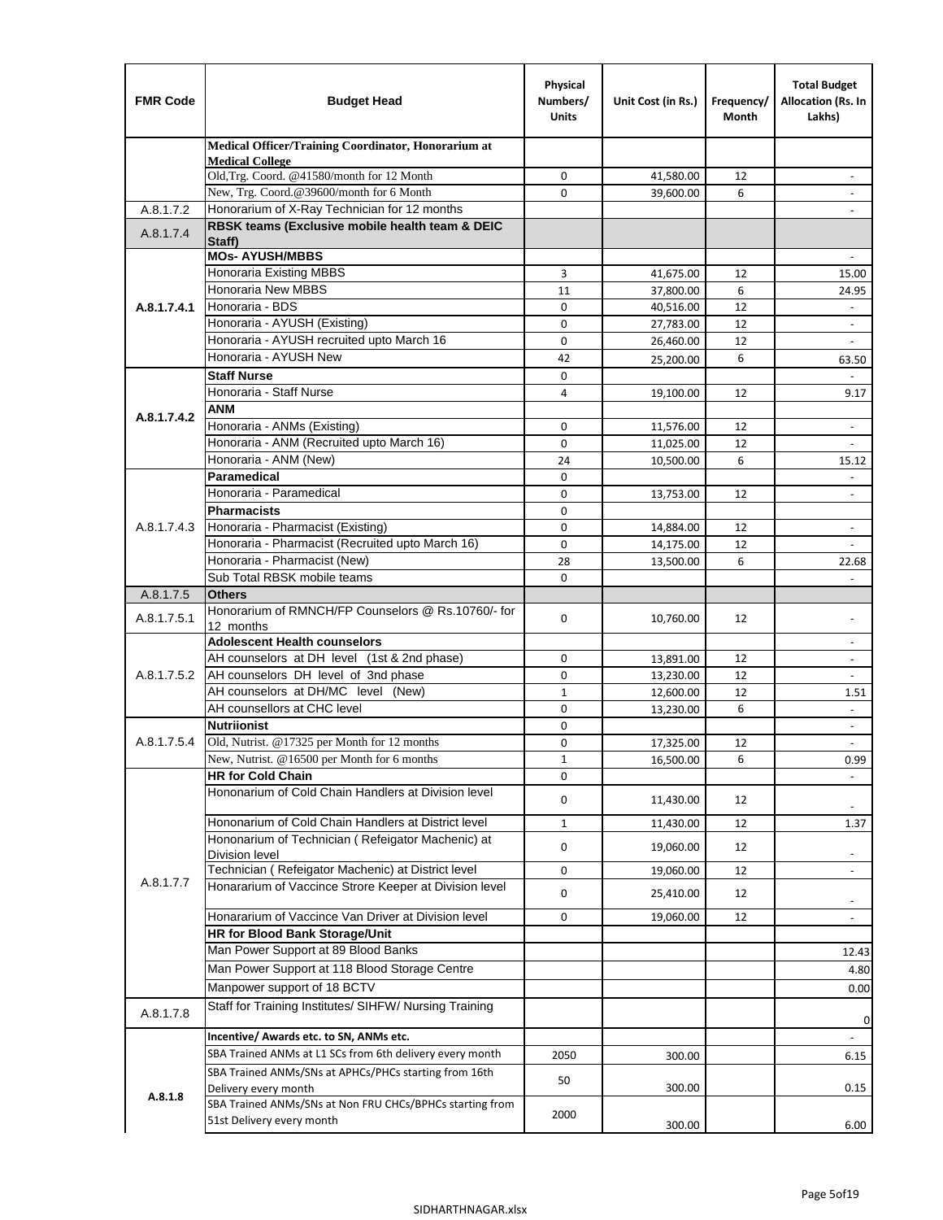| FMR Code | Budget Head | Physical Numbers/ Units | Unit Cost (in Rs.) | Frequency/ Month | Total Budget Allocation (Rs. In Lakhs) |
|---|---|---|---|---|---|
| | **Medical Officer/Training Coordinator, Honorarium at Medical College** | | | | |
| | Old,Trg. Coord. @41580/month for 12 Month | 0 | 41,580.00 | 12 | - |
| | New, Trg. Coord.@39600/month for 6 Month | 0 | 39,600.00 | 6 | - |
| A.8.1.7.2 | Honorarium of X-Ray Technician for 12 months | | | | - |
| A.8.1.7.4 | **RBSK teams (Exclusive mobile health team & DEIC Staff)** | | | | |
| | **MOs- AYUSH/MBBS** | | | | - |
| | Honoraria Existing MBBS | 3 | 41,675.00 | 12 | 15.00 |
| | Honoraria New MBBS | 11 | 37,800.00 | 6 | 24.95 |
| **A.8.1.7.4.1** | Honoraria - BDS | 0 | 40,516.00 | 12 | - |
| | Honoraria - AYUSH (Existing) | 0 | 27,783.00 | 12 | - |
| | Honoraria - AYUSH recruited upto March 16 | 0 | 26,460.00 | 12 | - |
| | Honoraria - AYUSH New | 42 | 25,200.00 | 6 | 63.50 |
| | **Staff Nurse** | 0 | | | - |
| | Honoraria - Staff Nurse | 4 | 19,100.00 | 12 | 9.17 |
| **A.8.1.7.4.2** | **ANM** | | | | |
| | Honoraria - ANMs (Existing) | 0 | 11,576.00 | 12 | - |
| | Honoraria - ANM (Recruited upto March 16) | 0 | 11,025.00 | 12 | - |
| | Honoraria - ANM (New) | 24 | 10,500.00 | 6 | 15.12 |
| | **Paramedical** | 0 | | | - |
| | Honoraria - Paramedical | 0 | 13,753.00 | 12 | - |
| | **Pharmacists** | 0 | | | |
| A.8.1.7.4.3 | Honoraria - Pharmacist (Existing) | 0 | 14,884.00 | 12 | - |
| | Honoraria - Pharmacist (Recruited upto March 16) | 0 | 14,175.00 | 12 | - |
| | Honoraria - Pharmacist (New) | 28 | 13,500.00 | 6 | 22.68 |
| | Sub Total RBSK mobile teams | 0 | | | - |
| A.8.1.7.5 | **Others** | | | | |
| A.8.1.7.5.1 | Honorarium of RMNCH/FP Counselors @ Rs.10760/- for 12 months | 0 | 10,760.00 | 12 | - |
| | **Adolescent Health counselors** | | | | - |
| | AH counselors at DH level (1st & 2nd phase) | 0 | 13,891.00 | 12 | - |
| A.8.1.7.5.2 | AH counselors DH level of 3nd phase | 0 | 13,230.00 | 12 | - |
| | AH counselors at DH/MC level (New) | 1 | 12,600.00 | 12 | 1.51 |
| | AH counsellors at CHC level | 0 | 13,230.00 | 6 | - |
| | **Nutriionist** | 0 | | | - |
| A.8.1.7.5.4 | Old, Nutrist. @17325 per Month for 12 months | 0 | 17,325.00 | 12 | - |
| | New, Nutrist. @16500 per Month for 6 months | 1 | 16,500.00 | 6 | 0.99 |
| | **HR for Cold Chain** | 0 | | | - |
| | Hononarium of Cold Chain Handlers at Division level | 0 | 11,430.00 | 12 | - |
| | Hononarium of Cold Chain Handlers at District level | 1 | 11,430.00 | 12 | 1.37 |
| | Hononarium of Technician ( Refeigator Machenic) at Division level | 0 | 19,060.00 | 12 | - |
| A.8.1.7.7 | Technician ( Refeigator Machenic) at District level | 0 | 19,060.00 | 12 | - |
| | Honararium of Vaccince Strore Keeper at Division level | 0 | 25,410.00 | 12 | - |
| | Honararium of Vaccince Van Driver at Division level | 0 | 19,060.00 | 12 | - |
| | **HR for Blood Bank Storage/Unit** | | | | |
| | Man Power Support at 89 Blood Banks | | | | 12.43 |
| | Man Power Support at 118 Blood Storage Centre | | | | 4.80 |
| | Manpower support of 18 BCTV | | | | 0.00 |
| A.8.1.7.8 | Staff for Training Institutes/ SIHFW/ Nursing Training | | | | 0 |
| | **Incentive/ Awards etc. to SN, ANMs etc.** | | | | - |
| | SBA Trained ANMs at L1 SCs from 6th delivery every month | 2050 | 300.00 | | 6.15 |
| **A.8.1.8** | SBA Trained ANMs/SNs at APHCs/PHCs starting from 16th Delivery every month | 50 | 300.00 | | 0.15 |
| | SBA Trained ANMs/SNs at Non FRU CHCs/BPHCs starting from 51st Delivery every month | 2000 | 300.00 | | 6.00 |

SIDHARTHNAGAR.xlsx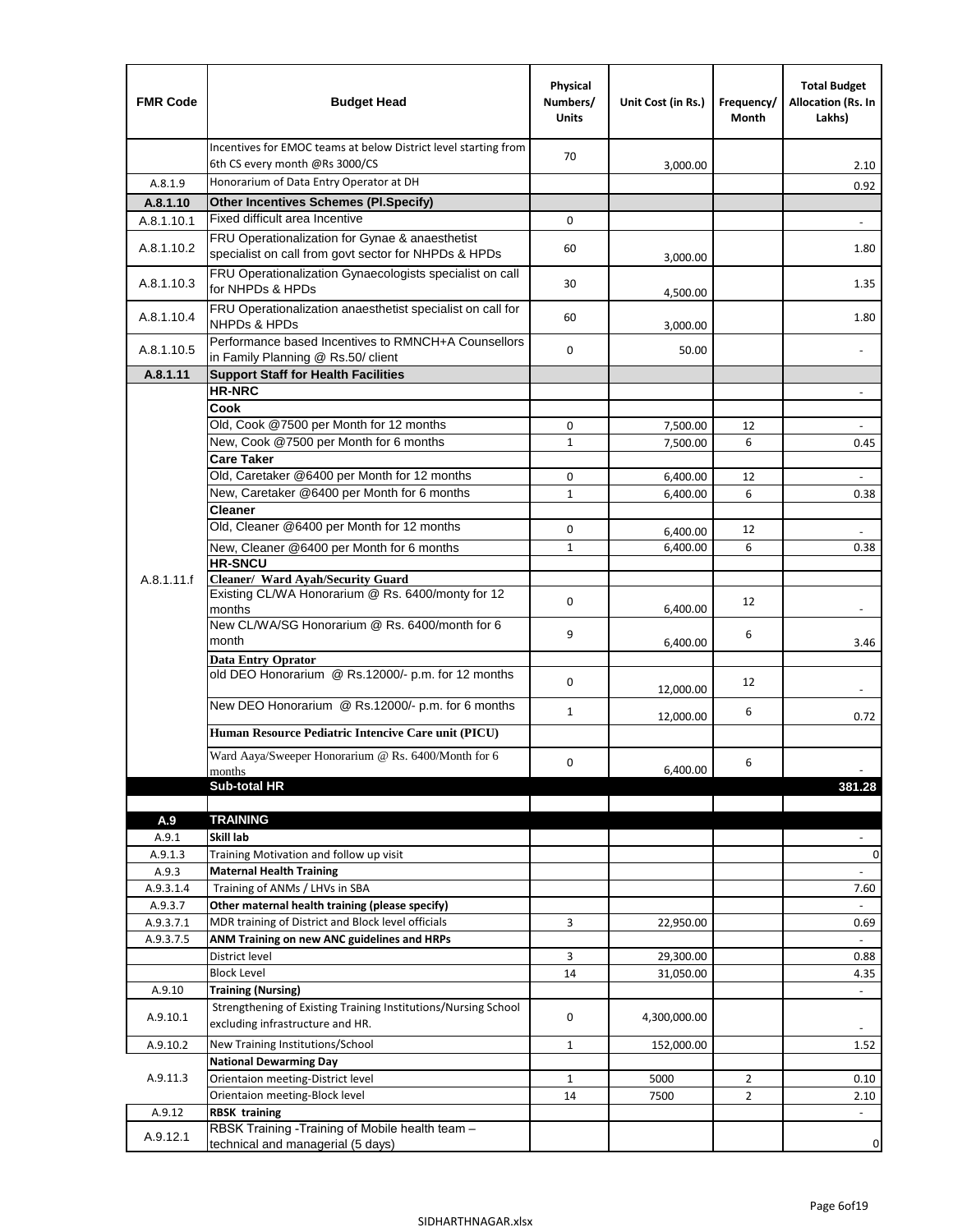| FMR Code | Budget Head | Physical Numbers/ Units | Unit Cost (in Rs.) | Frequency/ Month | Total Budget Allocation (Rs. In Lakhs) |
|---|---|---|---|---|---|
| | Incentives for EMOC teams at below District level starting from 6th CS every month @Rs 3000/CS | 70 | 3,000.00 | | 2.10 |
| A.8.1.9 | Honorarium of Data Entry Operator at DH | | | | 0.92 |
| **A.8.1.10** | **Other Incentives Schemes (Pl.Specify)** | | | | |
| A.8.1.10.1 | Fixed difficult area Incentive | 0 | | | - |
| A.8.1.10.2 | FRU Operationalization for Gynae & anaesthetist specialist on call from govt sector for NHPDs & HPDs | 60 | 3,000.00 | | 1.80 |
| A.8.1.10.3 | FRU Operationalization Gynaecologists specialist on call for NHPDs & HPDs | 30 | 4,500.00 | | 1.35 |
| A.8.1.10.4 | FRU Operationalization anaesthetist specialist on call for NHPDs & HPDs | 60 | 3,000.00 | | 1.80 |
| A.8.1.10.5 | Performance based Incentives to RMNCH+A Counsellors in Family Planning @ Rs.50/ client | 0 | 50.00 | | - |
| **A.8.1.11** | **Support Staff for Health Facilities** | | | | |
| A.8.1.11.f | **HR-NRC** | | | | - |
| | **Cook** | | | | |
| | Old, Cook @7500 per Month for 12 months | 0 | 7,500.00 | 12 | - |
| | New, Cook @7500 per Month for 6 months | 1 | 7,500.00 | 6 | 0.45 |
| | **Care Taker** | | | | |
| | Old, Caretaker @6400 per Month for 12 months | 0 | 6,400.00 | 12 | - |
| | New, Caretaker @6400 per Month for 6 months | 1 | 6,400.00 | 6 | 0.38 |
| | **Cleaner** | | | | |
| | Old, Cleaner @6400 per Month for 12 months | 0 | 6,400.00 | 12 | - |
| | New, Cleaner @6400 per Month for 6 months | 1 | 6,400.00 | 6 | 0.38 |
| | **HR-SNCU** | | | | |
| | **Cleaner/ Ward Ayah/Security Guard** | | | | |
| | Existing CL/WA Honorarium @ Rs. 6400/monty for 12 months | 0 | 6,400.00 | 12 | - |
| | New CL/WA/SG Honorarium @ Rs. 6400/month for 6 month | 9 | 6,400.00 | 6 | 3.46 |
| | **Data Entry Oprator** | | | | |
| | old DEO Honorarium @ Rs.12000/- p.m. for 12 months | 0 | 12,000.00 | 12 | - |
| | New DEO Honorarium @ Rs.12000/- p.m. for 6 months | 1 | 12,000.00 | 6 | 0.72 |
| | **Human Resource Pediatric Intencive Care unit (PICU)** | | | | |
| | Ward Aaya/Sweeper Honorarium @ Rs. 6400/Month for 6 months | 0 | 6,400.00 | 6 | - |
| | **Sub-total HR** | | | | **381.28** |
| | | | | | |
| **A.9** | **TRAINING** | | | | |
| A.9.1 | **Skill lab** | | | | - |
| A.9.1.3 | Training Motivation and follow up visit | | | | 0 |
| A.9.3 | **Maternal Health Training** | | | | - |
| A.9.3.1.4 | Training of ANMs / LHVs in SBA | | | | 7.60 |
| A.9.3.7 | **Other maternal health training (please specify)** | | | | - |
| A.9.3.7.1 | MDR training of District and Block level officials | 3 | 22,950.00 | | 0.69 |
| A.9.3.7.5 | **ANM Training on new ANC guidelines and HRPs** | | | | - |
| | District level | 3 | 29,300.00 | | 0.88 |
| | Block Level | 14 | 31,050.00 | | 4.35 |
| A.9.10 | **Training (Nursing)** | | | | - |
| A.9.10.1 | Strengthening of Existing Training Institutions/Nursing School excluding infrastructure and HR. | 0 | 4,300,000.00 | | - |
| A.9.10.2 | New Training Institutions/School | 1 | 152,000.00 | | 1.52 |
| A.9.11.3 | **National Dewarming Day** | | | | |
| | Orientaion meeting-District level | 1 | 5000 | 2 | 0.10 |
| | Orientaion meeting-Block level | 14 | 7500 | 2 | 2.10 |
| A.9.12 | **RBSK training** | | | | - |
| A.9.12.1 | RBSK Training -Training of Mobile health team – technical and managerial (5 days) | | | | 0 |

SIDHARTHNAGAR.xlsx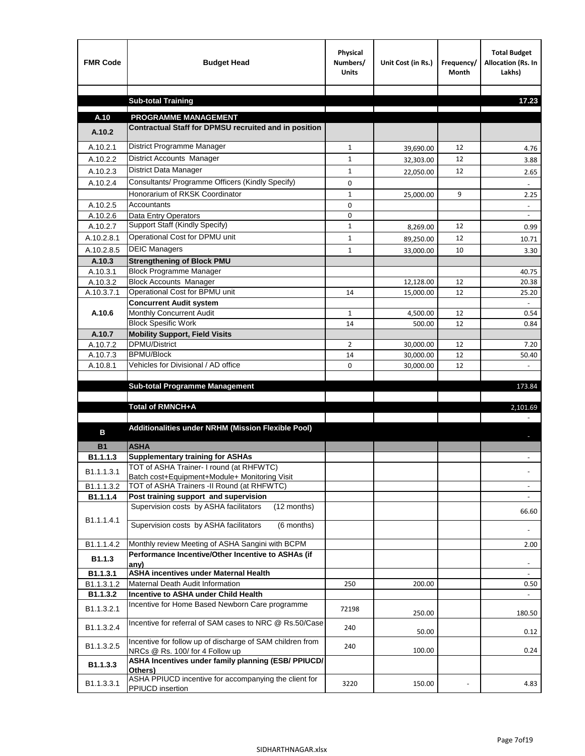| FMR Code | Budget Head | Physical Numbers/ Units | Unit Cost (in Rs.) | Frequency/ Month | Total Budget Allocation (Rs. In Lakhs) |
|---|---|---|---|---|---|
| | | | | | |
| | **Sub-total Training** | | | | **17.23** |
| | | | | | |
| **A.10** | **PROGRAMME MANAGEMENT** | | | | |
| **A.10.2** | **Contractual Staff for DPMSU recruited and in position** | | | | |
| A.10.2.1 | District Programme Manager | 1 | 39,690.00 | 12 | 4.76 |
| A.10.2.2 | District Accounts Manager | 1 | 32,303.00 | 12 | 3.88 |
| A.10.2.3 | District Data Manager | 1 | 22,050.00 | 12 | 2.65 |
| A.10.2.4 | Consultants/ Programme Officers (Kindly Specify) | 0 | | | - |
| | Honorarium of RKSK Coordinator | 1 | 25,000.00 | 9 | 2.25 |
| A.10.2.5 | Accountants | 0 | | | - |
| A.10.2.6 | Data Entry Operators | 0 | | | - |
| A.10.2.7 | Support Staff (Kindly Specify) | 1 | 8,269.00 | 12 | 0.99 |
| A.10.2.8.1 | Operational Cost for DPMU unit | 1 | 89,250.00 | 12 | 10.71 |
| A.10.2.8.5 | DEIC Managers | 1 | 33,000.00 | 10 | 3.30 |
| **A.10.3** | **Strengthening of Block PMU** | | | | |
| A.10.3.1 | Block Programme Manager | | | | 40.75 |
| A.10.3.2 | Block Accounts Manager | | 12,128.00 | 12 | 20.38 |
| A.10.3.7.1 | Operational Cost for BPMU unit | 14 | 15,000.00 | 12 | 25.20 |
| **A.10.6** | **Concurrent Audit system** | | | | - |
| | Monthly Concurrent Audit | 1 | 4,500.00 | 12 | 0.54 |
| | Block Spesific Work | 14 | 500.00 | 12 | 0.84 |
| **A.10.7** | **Mobility Support, Field Visits** | | | | |
| A.10.7.2 | DPMU/District | 2 | 30,000.00 | 12 | 7.20 |
| A.10.7.3 | BPMU/Block | 14 | 30,000.00 | 12 | 50.40 |
| A.10.8.1 | Vehicles for Divisional / AD office | 0 | 30,000.00 | 12 | - |
| | | | | | |
| | **Sub-total Programme Management** | | | | 173.84 |
| | | | | | |
| | **Total of RMNCH+A** | | | | 2,101.69 |
| | | | | | - |
| **B** | **Additionalities under NRHM (Mission Flexible Pool)** | | | | - |
| **B1** | **ASHA** | | | | |
| **B1.1.1.3** | **Supplementary training for ASHAs** | | | | - |
| B1.1.1.3.1 | TOT of ASHA Trainer- I round (at RHFWTC) Batch cost+Equipment+Module+ Monitoring Visit | | | | - |
| B1.1.1.3.2 | TOT of ASHA Trainers -II Round (at RHFWTC) | | | | - |
| **B1.1.1.4** | **Post training support and supervision** | | | | - |
| B1.1.1.4.1 | Supervision costs by ASHA facilitators (12 months) | | | | 66.60 |
| | Supervision costs by ASHA facilitators (6 months) | | | | - |
| B1.1.1.4.2 | Monthly review Meeting of ASHA Sangini with BCPM | | | | 2.00 |
| **B1.1.3** | **Performance Incentive/Other Incentive to ASHAs (if any)** | | | | - |
| **B1.1.3.1** | **ASHA incentives under Maternal Health** | | | | - |
| B1.1.3.1.2 | Maternal Death Audit Information | 250 | 200.00 | | 0.50 |
| **B1.1.3.2** | **Incentive to ASHA under Child Health** | | | | - |
| B1.1.3.2.1 | Incentive for Home Based Newborn Care programme | 72198 | 250.00 | | 180.50 |
| B1.1.3.2.4 | Incentive for referral of SAM cases to NRC @ Rs.50/Case | 240 | 50.00 | | 0.12 |
| B1.1.3.2.5 | Incentive for follow up of discharge of SAM children from NRCs @ Rs. 100/ for 4 Follow up | 240 | 100.00 | | 0.24 |
| **B1.1.3.3** | **ASHA Incentives under family planning (ESB/ PPIUCD/ Others)** | | | | |
| B1.1.3.3.1 | ASHA PPIUCD incentive for accompanying the client for PPIUCD insertion | 3220 | 150.00 | - | 4.83 |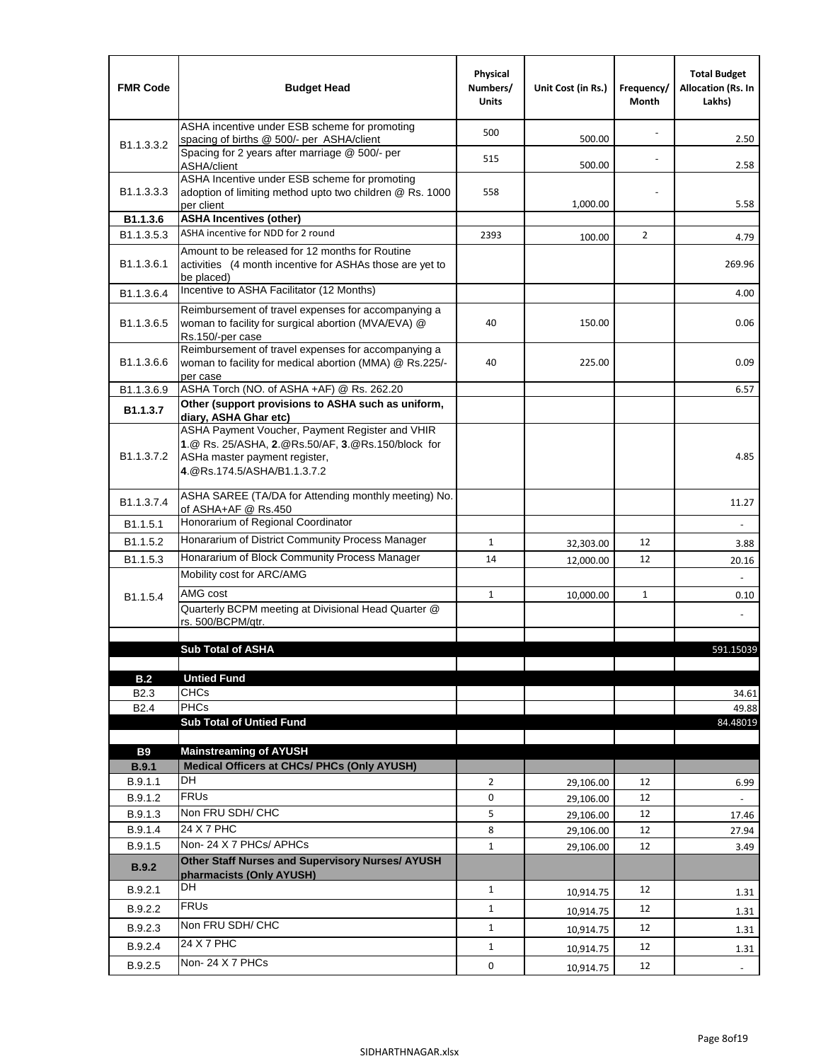| FMR Code | Budget Head | Physical Numbers/ Units | Unit Cost (in Rs.) | Frequency/ Month | Total Budget Allocation (Rs. In Lakhs) |
|---|---|---|---|---|---|
| B1.1.3.3.2 | ASHA incentive under ESB scheme for promoting spacing of births @ 500/- per ASHA/client | 500 | 500.00 | - | 2.50 |
| | Spacing for 2 years after marriage @ 500/- per ASHA/client | 515 | 500.00 | - | 2.58 |
| B1.1.3.3.3 | ASHA Incentive under ESB scheme for promoting adoption of limiting method upto two children @ Rs. 1000 per client | 558 | 1,000.00 | - | 5.58 |
| **B1.1.3.6** | **ASHA Incentives (other)** | | | | |
| B1.1.3.5.3 | ASHA incentive for NDD for 2 round | 2393 | 100.00 | 2 | 4.79 |
| B1.1.3.6.1 | Amount to be released for 12 months for Routine activities (4 month incentive for ASHAs those are yet to be placed) | | | | 269.96 |
| B1.1.3.6.4 | Incentive to ASHA Facilitator (12 Months) | | | | 4.00 |
| B1.1.3.6.5 | Reimbursement of travel expenses for accompanying a woman to facility for surgical abortion (MVA/EVA) @ Rs.150/-per case | 40 | 150.00 | | 0.06 |
| B1.1.3.6.6 | Reimbursement of travel expenses for accompanying a woman to facility for medical abortion (MMA) @ Rs.225/- per case | 40 | 225.00 | | 0.09 |
| B1.1.3.6.9 | ASHA Torch (NO. of ASHA +AF) @ Rs. 262.20 | | | | 6.57 |
| **B1.1.3.7** | **Other (support provisions to ASHA such as uniform, diary, ASHA Ghar etc)** | | | | |
| B1.1.3.7.2 | ASHA Payment Voucher, Payment Register and VHIR **1**.@ Rs. 25/ASHA, **2**.@Rs.50/AF, **3**.@Rs.150/block for ASHa master payment register, **4**.@Rs.174.5/ASHA/B1.1.3.7.2 | | | | 4.85 |
| B1.1.3.7.4 | ASHA SAREE (TA/DA for Attending monthly meeting) No. of ASHA+AF @ Rs.450 | | | | 11.27 |
| B1.1.5.1 | Honorarium of Regional Coordinator | | | | - |
| B1.1.5.2 | Honararium of District Community Process Manager | 1 | 32,303.00 | 12 | 3.88 |
| B1.1.5.3 | Honararium of Block Community Process Manager | 14 | 12,000.00 | 12 | 20.16 |
| B1.1.5.4 | Mobility cost for ARC/AMG | | | | - |
| | AMG cost | 1 | 10,000.00 | 1 | 0.10 |
| | Quarterly BCPM meeting at Divisional Head Quarter @ rs. 500/BCPM/qtr. | | | | - |
| | | | | | |
| | **Sub Total of ASHA** | | | | 591.15039 |
| | | | | | |
| **B.2** | **Untied Fund** | | | | |
| B2.3 | CHCs | | | | 34.61 |
| B2.4 | PHCs | | | | 49.88 |
| | **Sub Total of Untied Fund** | | | | 84.48019 |
| | | | | | |
| **B9** | **Mainstreaming of AYUSH** | | | | |
| **B.9.1** | **Medical Officers at CHCs/ PHCs (Only AYUSH)** | | | | |
| B.9.1.1 | DH | 2 | 29,106.00 | 12 | 6.99 |
| B.9.1.2 | FRUs | 0 | 29,106.00 | 12 | - |
| B.9.1.3 | Non FRU SDH/ CHC | 5 | 29,106.00 | 12 | 17.46 |
| B.9.1.4 | 24 X 7 PHC | 8 | 29,106.00 | 12 | 27.94 |
| B.9.1.5 | Non- 24 X 7 PHCs/ APHCs | 1 | 29,106.00 | 12 | 3.49 |
| **B.9.2** | **Other Staff Nurses and Supervisory Nurses/ AYUSH pharmacists (Only AYUSH)** | | | | |
| B.9.2.1 | DH | 1 | 10,914.75 | 12 | 1.31 |
| B.9.2.2 | FRUs | 1 | 10,914.75 | 12 | 1.31 |
| B.9.2.3 | Non FRU SDH/ CHC | 1 | 10,914.75 | 12 | 1.31 |
| B.9.2.4 | 24 X 7 PHC | 1 | 10,914.75 | 12 | 1.31 |
| B.9.2.5 | Non- 24 X 7 PHCs | 0 | 10,914.75 | 12 | - |

SIDHARTHNAGAR.xlsx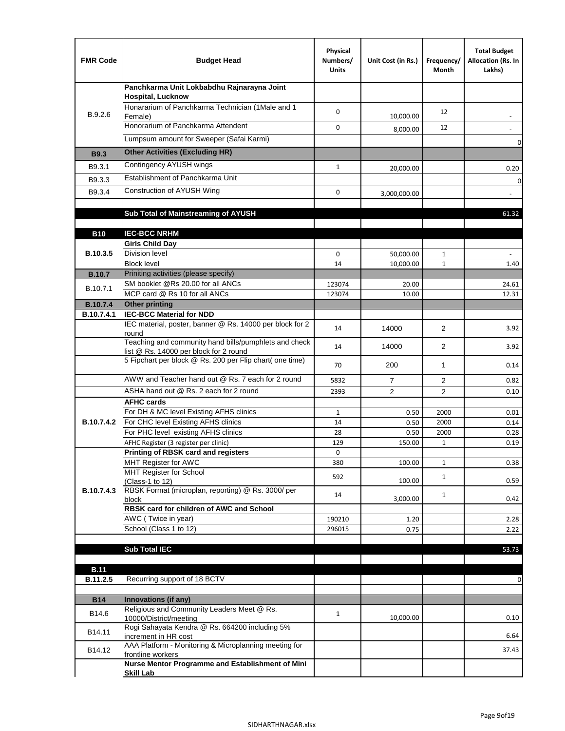| FMR Code | Budget Head | Physical Numbers/ Units | Unit Cost (in Rs.) | Frequency/ Month | Total Budget Allocation (Rs. In Lakhs) |
|---|---|---|---|---|---|
| B.9.2.6 | **Panchkarma Unit Lokbabdhu Rajnarayna Joint Hospital, Lucknow** | | | | |
| | Honararium of Panchkarma Technician (1Male and 1 Female) | 0 | 10,000.00 | 12 | - |
| | Honorarium of Panchkarma Attendent | 0 | 8,000.00 | 12 | - |
| | Lumpsum amount for Sweeper (Safai Karmi) | | | | 0 |
| **B9.3** | **Other Activities (Excluding HR)** | | | | |
| B9.3.1 | Contingency AYUSH wings | 1 | 20,000.00 | | 0.20 |
| B9.3.3 | Establishment of Panchkarma Unit | | | | 0 |
| B9.3.4 | Construction of AYUSH Wing | 0 | 3,000,000.00 | | - |
| | | | | | |
| | **Sub Total of Mainstreaming of AYUSH** | | | | 61.32 |
| | | | | | |
| **B10** | **IEC-BCC NRHM** | | | | |
| **B.10.3.5** | **Girls Child Day** | | | | |
| | Division level | 0 | 50,000.00 | 1 | - |
| | Block level | 14 | 10,000.00 | 1 | 1.40 |
| **B.10.7** | Priniting activities (please specify) | | | | |
| B.10.7.1 | SM booklet @Rs 20.00 for all ANCs | 123074 | 20.00 | | 24.61 |
| | MCP card @ Rs 10 for all ANCs | 123074 | 10.00 | | 12.31 |
| **B.10.7.4** | **Other printing** | | | | |
| **B.10.7.4.1** | **IEC-BCC Material for NDD** | | | | |
| | IEC material, poster, banner @ Rs. 14000 per block for 2 round | 14 | 14000 | 2 | 3.92 |
| | Teaching and community hand bills/pumphlets and check list @ Rs. 14000 per block for 2 round | 14 | 14000 | 2 | 3.92 |
| | 5 Fipchart per block @ Rs. 200 per Flip chart( one time) | 70 | 200 | 1 | 0.14 |
| | AWW and Teacher hand out @ Rs. 7 each for 2 round | 5832 | 7 | 2 | 0.82 |
| | ASHA hand out @ Rs. 2 each for 2 round | 2393 | 2 | 2 | 0.10 |
| **B.10.7.4.2** | **AFHC cards** | | | | |
| | For DH & MC level Existing AFHS clinics | 1 | 0.50 | 2000 | 0.01 |
| | For CHC level Existing AFHS clinics | 14 | 0.50 | 2000 | 0.14 |
| | For PHC level existing AFHS clinics | 28 | 0.50 | 2000 | 0.28 |
| | AFHC Register (3 register per clinic) | 129 | 150.00 | 1 | 0.19 |
| **B.10.7.4.3** | **Printing of RBSK card and registers** | 0 | | | |
| | MHT Register for AWC | 380 | 100.00 | 1 | 0.38 |
| | MHT Register for School (Class-1 to 12) | 592 | 100.00 | 1 | 0.59 |
| | RBSK Format (microplan, reporting) @ Rs. 3000/ per block | 14 | 3,000.00 | 1 | 0.42 |
| | **RBSK card for children of AWC and School** | | | | |
| | AWC ( Twice in year) | 190210 | 1.20 | | 2.28 |
| | School (Class 1 to 12) | 296015 | 0.75 | | 2.22 |
| | | | | | |
| | **Sub Total IEC** | | | | 53.73 |
| | | | | | |
| **B.11** | | | | | |
| **B.11.2.5** | Recurring support of 18 BCTV | | | | 0 |
| | | | | | |
| **B14** | **Innovations (if any)** | | | | |
| B14.6 | Religious and Community Leaders Meet @ Rs. 10000/District/meeting | 1 | 10,000.00 | | 0.10 |
| B14.11 | Rogi Sahayata Kendra @ Rs. 664200 including 5% increment in HR cost | | | | 6.64 |
| B14.12 | AAA Platform - Monitoring & Microplanning meeting for frontline workers | | | | 37.43 |
| | **Nurse Mentor Programme and Establishment of Mini Skill Lab** | | | | |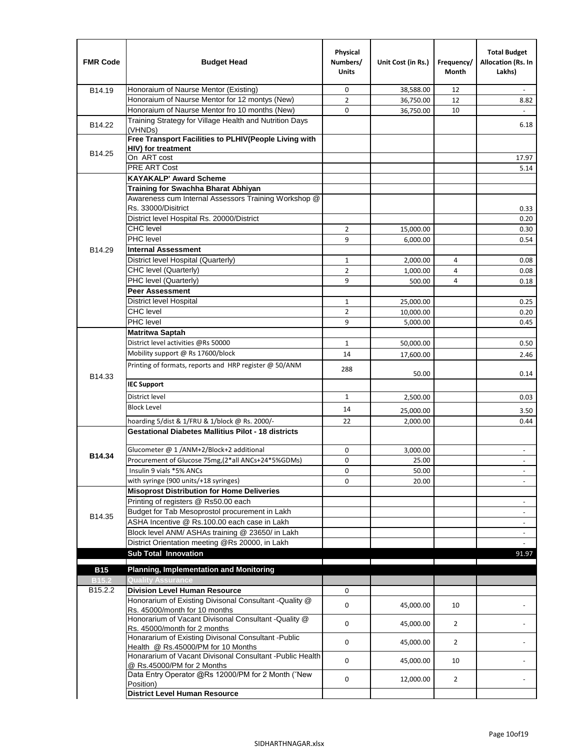| FMR Code | Budget Head | Physical Numbers/ Units | Unit Cost (in Rs.) | Frequency/ Month | Total Budget Allocation (Rs. In Lakhs) |
|---|---|---|---|---|---|
| B14.19 | Honoraium of Naurse Mentor (Existing) | 0 | 38,588.00 | 12 | - |
| | Honoraium of Naurse Mentor for 12 montys (New) | 2 | 36,750.00 | 12 | 8.82 |
| | Honoraium of Naurse Mentor fro 10 months (New) | 0 | 36,750.00 | 10 | - |
| B14.22 | Training Strategy for Village Health and Nutrition Days (VHNDs) | | | | 6.18 |
| B14.25 | **Free Transport Facilities to PLHIV(People Living with HIV) for treatment** | | | | |
| | On ART cost | | | | 17.97 |
| | PRE ART Cost | | | | 5.14 |
| B14.29 | **KAYAKALP' Award Scheme** | | | | |
| | **Training for Swachha Bharat Abhiyan** | | | | |
| | Awareness cum Internal Assessors Training Workshop @ Rs. 33000/Disitrict | | | | 0.33 |
| | District level Hospital Rs. 20000/District | | | | 0.20 |
| | CHC level | 2 | 15,000.00 | | 0.30 |
| | PHC level | 9 | 6,000.00 | | 0.54 |
| | **Internal Assessment** | | | | |
| | District level Hospital (Quarterly) | 1 | 2,000.00 | 4 | 0.08 |
| | CHC level (Quarterly) | 2 | 1,000.00 | 4 | 0.08 |
| | PHC level (Quarterly) | 9 | 500.00 | 4 | 0.18 |
| | **Peer Assessment** | | | | |
| | District level Hospital | 1 | 25,000.00 | | 0.25 |
| | CHC level | 2 | 10,000.00 | | 0.20 |
| | PHC level | 9 | 5,000.00 | | 0.45 |
| B14.33 | **Matritwa Saptah** | | | | |
| | District level activities @Rs 50000 | 1 | 50,000.00 | | 0.50 |
| | Mobility support @ Rs 17600/block | 14 | 17,600.00 | | 2.46 |
| | Printing of formats, reports and HRP register @ 50/ANM | 288 | 50.00 | | 0.14 |
| | **IEC Support** | | | | |
| | District level | 1 | 2,500.00 | | 0.03 |
| | Block Level | 14 | 25,000.00 | | 3.50 |
| | hoarding 5/dist & 1/FRU & 1/block @ Rs. 2000/- | 22 | 2,000.00 | | 0.44 |
| **B14.34** | **Gestational Diabetes Mallitius Pilot - 18 districts** | | | | |
| | Glucometer @ 1 /ANM+2/Block+2 additional | 0 | 3,000.00 | | - |
| | Procurement of Glucose 75mg,(2*all ANCs+24*5%GDMs) | 0 | 25.00 | | - |
| | Insulin 9 vials *5% ANCs | 0 | 50.00 | | - |
| | with syringe (900 units/+18 syringes) | 0 | 20.00 | | - |
| B14.35 | **Misoprost Distribution for Home Deliveries** | | | | |
| | Printing of registers @ Rs50.00 each | | | | - |
| | Budget for Tab Mesoprostol procurement in Lakh | | | | - |
| | ASHA Incentive @ Rs.100.00 each case in Lakh | | | | - |
| | Block level ANM/ ASHAs training @ 23650/ in Lakh | | | | - |
| | District Orientation meeting @Rs 20000, in Lakh | | | | - |
| | **Sub Total Innovation** | | | | 91.97 |
| **B15** | **Planning, Implementation and Monitoring** | | | | |
| **B15.2** | **Quality Assurance** | | | | |
| B15.2.2 | **Division Level Human Resource** | 0 | | | |
| | Honorarium of Existing Divisonal Consultant -Quality @ Rs. 45000/month for 10 months | 0 | 45,000.00 | 10 | - |
| | Honorarium of Vacant Divisonal Consultant -Quality @ Rs. 45000/month for 2 months | 0 | 45,000.00 | 2 | - |
| | Honararium of Existing Divisonal Consultant -Public Health @ Rs.45000/PM for 10 Months | 0 | 45,000.00 | 2 | - |
| | Honararium of Vacant Divisonal Consultant -Public Health @ Rs.45000/PM for 2 Months | 0 | 45,000.00 | 10 | - |
| | Data Entry Operator @Rs 12000/PM for 2 Month ("New Position) | 0 | 12,000.00 | 2 | - |
| | **District Level Human Resource** | | | | |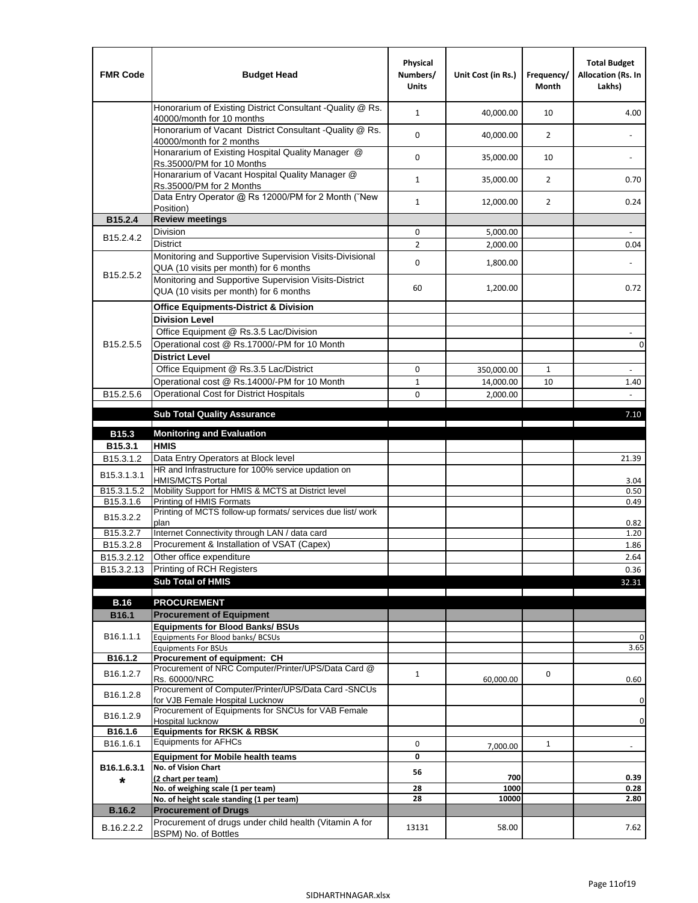| FMR Code | Budget Head | Physical Numbers/ Units | Unit Cost (in Rs.) | Frequency/ Month | Total Budget Allocation (Rs. In Lakhs) |
|---|---|---|---|---|---|
| | Honorarium of Existing District Consultant -Quality @ Rs. 40000/month for 10 months | 1 | 40,000.00 | 10 | 4.00 |
| | Honorarium of Vacant District Consultant -Quality @ Rs. 40000/month for 2 months | 0 | 40,000.00 | 2 | - |
| | Honararium of Existing Hospital Quality Manager @ Rs.35000/PM for 10 Months | 0 | 35,000.00 | 10 | - |
| | Honararium of Vacant Hospital Quality Manager @ Rs.35000/PM for 2 Months | 1 | 35,000.00 | 2 | 0.70 |
| | Data Entry Operator @ Rs 12000/PM for 2 Month (˜New Position) | 1 | 12,000.00 | 2 | 0.24 |
| **B15.2.4** | **Review meetings** | | | | |
| B15.2.4.2 | Division | 0 | 5,000.00 | | - |
| | District | 2 | 2,000.00 | | 0.04 |
| B15.2.5.2 | Monitoring and Supportive Supervision Visits-Divisional QUA (10 visits per month) for 6 months | 0 | 1,800.00 | | - |
| | Monitoring and Supportive Supervision Visits-District QUA (10 visits per month) for 6 months | 60 | 1,200.00 | | 0.72 |
| B15.2.5.5 | **Office Equipments-District & Division** | | | | |
| | **Division Level** | | | | |
| | Office Equipment @ Rs.3.5 Lac/Division | | | | - |
| | Operational cost @ Rs.17000/-PM for 10 Month | | | | 0 |
| | **District Level** | | | | |
| | Office Equipment @ Rs.3.5 Lac/District | 0 | 350,000.00 | 1 | - |
| | Operational cost @ Rs.14000/-PM for 10 Month | 1 | 14,000.00 | 10 | 1.40 |
| B15.2.5.6 | Operational Cost for District Hospitals | 0 | 2,000.00 | | - |
| | **Sub Total Quality Assurance** | | | | 7.10 |
| **B15.3** | **Monitoring and Evaluation** | | | | |
| **B15.3.1** | **HMIS** | | | | |
| B15.3.1.2 | Data Entry Operators at Block level | | | | 21.39 |
| B15.3.1.3.1 | HR and Infrastructure for 100% service updation on HMIS/MCTS Portal | | | | 3.04 |
| B15.3.1.5.2 | Mobility Support for HMIS & MCTS at District level | | | | 0.50 |
| B15.3.1.6 | Printing of HMIS Formats | | | | 0.49 |
| B15.3.2.2 | Printing of MCTS follow-up formats/ services due list/ work plan | | | | 0.82 |
| B15.3.2.7 | Internet Connectivity through LAN / data card | | | | 1.20 |
| B15.3.2.8 | Procurement & Installation of VSAT (Capex) | | | | 1.86 |
| B15.3.2.12 | Other office expenditure | | | | 2.64 |
| B15.3.2.13 | Printing of RCH Registers | | | | 0.36 |
| | **Sub Total of HMIS** | | | | 32.31 |
| **B.16** | **PROCUREMENT** | | | | |
| **B16.1** | **Procurement of Equipment** | | | | |
| B16.1.1.1 | **Equipments for Blood Banks/ BSUs** | | | | |
| | Equipments For Blood banks/ BCSUs | | | | 0 |
| | Equipments For BSUs | | | | 3.65 |
| **B16.1.2** | **Procurement of equipment: CH** | | | | |
| B16.1.2.7 | Procurement of NRC Computer/Printer/UPS/Data Card @ Rs. 60000/NRC | 1 | 60,000.00 | 0 | 0.60 |
| B16.1.2.8 | Procurement of Computer/Printer/UPS/Data Card -SNCUs for VJB Female Hospital Lucknow | | | | 0 |
| B16.1.2.9 | Procurement of Equipments for SNCUs for VAB Female Hospital lucknow | | | | 0 |
| **B16.1.6** | **Equipments for RKSK & RBSK** | | | | |
| B16.1.6.1 | Equipments for AFHCs | 0 | 7,000.00 | 1 | - |
| **B16.1.6.3.1 *** | **Equipment for Mobile health teams** | **0** | | | |
| | **No. of Vision Chart (2 chart per team)** | **56** | **700** | | **0.39** |
| | **No. of weighing scale (1 per team)** | **28** | **1000** | | **0.28** |
| | **No. of height scale standing (1 per team)** | **28** | **10000** | | **2.80** |
| **B.16.2** | **Procurement of Drugs** | | | | |
| B.16.2.2.2 | Procurement of drugs under child health (Vitamin A for BSPM) No. of Bottles | 13131 | 58.00 | | 7.62 |

SIDHARTHNAGAR.xlsx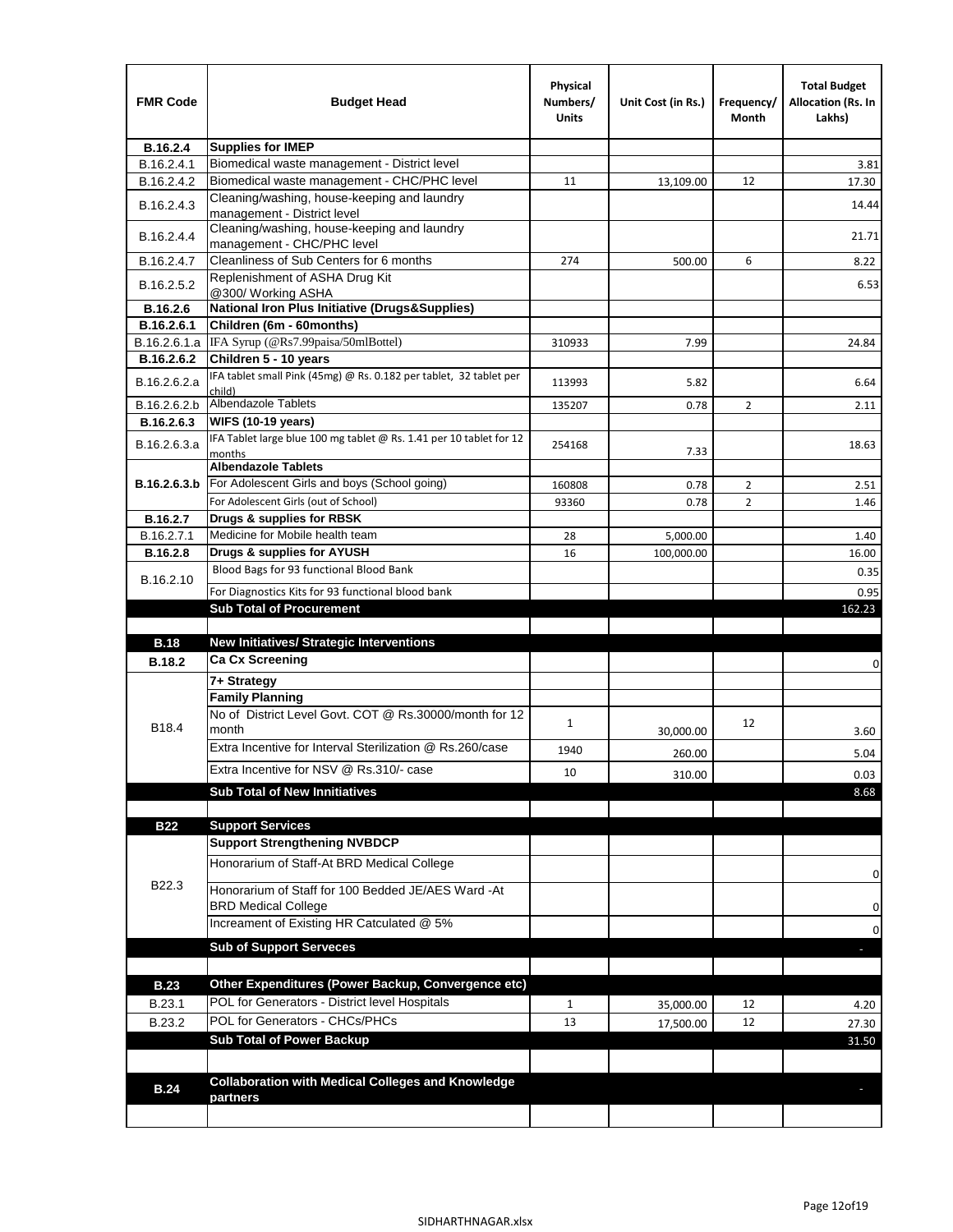| FMR Code | Budget Head | Physical Numbers/ Units | Unit Cost (in Rs.) | Frequency/ Month | Total Budget Allocation (Rs. In Lakhs) |
|---|---|---|---|---|---|
| **B.16.2.4** | **Supplies for IMEP** | | | | |
| B.16.2.4.1 | Biomedical waste management - District level | | | | 3.81 |
| B.16.2.4.2 | Biomedical waste management - CHC/PHC level | 11 | 13,109.00 | 12 | 17.30 |
| B.16.2.4.3 | Cleaning/washing, house-keeping and laundry management - District level | | | | 14.44 |
| B.16.2.4.4 | Cleaning/washing, house-keeping and laundry management - CHC/PHC level | | | | 21.71 |
| B.16.2.4.7 | Cleanliness of Sub Centers for 6 months | 274 | 500.00 | 6 | 8.22 |
| B.16.2.5.2 | Replenishment of ASHA Drug Kit @300/ Working ASHA | | | | 6.53 |
| **B.16.2.6** | **National Iron Plus Initiative (Drugs&Supplies)** | | | | |
| **B.16.2.6.1** | **Children (6m - 60months)** | | | | |
| B.16.2.6.1.a | IFA Syrup (@Rs7.99paisa/50mlBottel) | 310933 | 7.99 | | 24.84 |
| **B.16.2.6.2** | **Children 5 - 10 years** | | | | |
| B.16.2.6.2.a | IFA tablet small Pink (45mg) @ Rs. 0.182 per tablet, 32 tablet per child) | 113993 | 5.82 | | 6.64 |
| B.16.2.6.2.b | Albendazole Tablets | 135207 | 0.78 | 2 | 2.11 |
| **B.16.2.6.3** | **WIFS (10-19 years)** | | | | |
| B.16.2.6.3.a | IFA Tablet large blue 100 mg tablet @ Rs. 1.41 per 10 tablet for 12 months | 254168 | 7.33 | | 18.63 |
| **B.16.2.6.3.b** | **Albendazole Tablets** | | | | |
| | For Adolescent Girls and boys (School going) | 160808 | 0.78 | 2 | 2.51 |
| | For Adolescent Girls (out of School) | 93360 | 0.78 | 2 | 1.46 |
| **B.16.2.7** | **Drugs & supplies for RBSK** | | | | |
| B.16.2.7.1 | Medicine for Mobile health team | 28 | 5,000.00 | | 1.40 |
| **B.16.2.8** | **Drugs & supplies for AYUSH** | 16 | 100,000.00 | | 16.00 |
| B.16.2.10 | Blood Bags for 93 functional Blood Bank | | | | 0.35 |
| | For Diagnostics Kits for 93 functional blood bank | | | | 0.95 |
| | **Sub Total of Procurement** | | | | 162.23 |
| | | | | | |
| **B.18** | **New Initiatives/ Strategic Interventions** | | | | |
| **B.18.2** | **Ca Cx Screening** | | | | 0 |
| B18.4 | **7+ Strategy** | | | | |
| | **Family Planning** | | | | |
| | No of District Level Govt. COT @ Rs.30000/month for 12 month | 1 | 30,000.00 | 12 | 3.60 |
| | Extra Incentive for Interval Sterilization @ Rs.260/case | 1940 | 260.00 | | 5.04 |
| | Extra Incentive for NSV @ Rs.310/- case | 10 | 310.00 | | 0.03 |
| | **Sub Total of New Innitiatives** | | | | 8.68 |
| | | | | | |
| **B22** | **Support Services** | | | | |
| B22.3 | **Support Strengthening NVBDCP** | | | | |
| | Honorarium of Staff-At BRD Medical College | | | | 0 |
| | Honorarium of Staff for 100 Bedded JE/AES Ward -At BRD Medical College | | | | 0 |
| | Increament of Existing HR Catculated @ 5% | | | | 0 |
| | **Sub of Support Serveces** | | | | - |
| | | | | | |
| **B.23** | **Other Expenditures (Power Backup, Convergence etc)** | | | | |
| B.23.1 | POL for Generators - District level Hospitals | 1 | 35,000.00 | 12 | 4.20 |
| B.23.2 | POL for Generators - CHCs/PHCs | 13 | 17,500.00 | 12 | 27.30 |
| | **Sub Total of Power Backup** | | | | 31.50 |
| | | | | | |
| **B.24** | **Collaboration with Medical Colleges and Knowledge partners** | | | | - |
| | | | | | |

SIDHARTHNAGAR.xlsx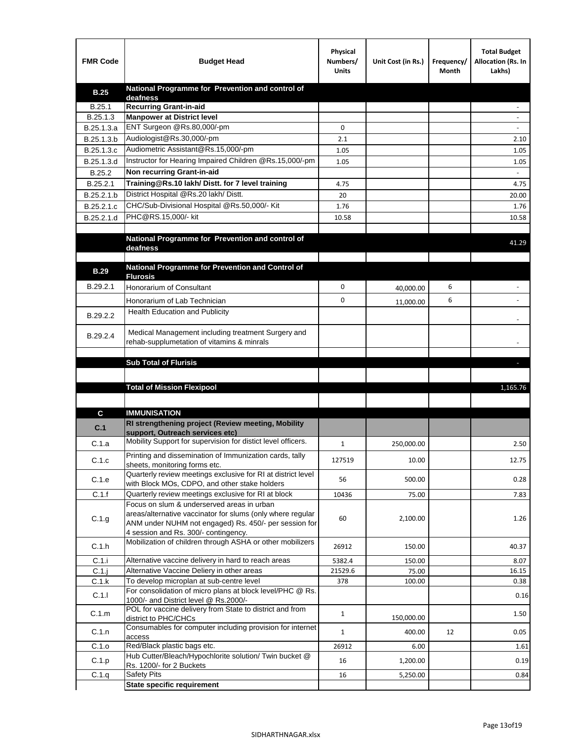| FMR Code | Budget Head | Physical Numbers/ Units | Unit Cost (in Rs.) | Frequency/ Month | Total Budget Allocation (Rs. In Lakhs) |
|---|---|---|---|---|---|
| **B.25** | **National Programme for Prevention and control of deafness** | | | | |
| B.25.1 | **Recurring Grant-in-aid** | | | | - |
| B.25.1.3 | **Manpower at District level** | | | | - |
| B.25.1.3.a | ENT Surgeon @Rs.80,000/-pm | 0 | | | - |
| B.25.1.3.b | Audiologist@Rs.30,000/-pm | 2.1 | | | 2.10 |
| B.25.1.3.c | Audiometric Assistant@Rs.15,000/-pm | 1.05 | | | 1.05 |
| B.25.1.3.d | Instructor for Hearing Impaired Children @Rs.15,000/-pm | 1.05 | | | 1.05 |
| B.25.2 | **Non recurring Grant-in-aid** | | | | - |
| B.25.2.1 | **Training@Rs.10 lakh/ Distt. for 7 level training** | 4.75 | | | 4.75 |
| B.25.2.1.b | District Hospital @Rs.20 lakh/ Distt. | 20 | | | 20.00 |
| B.25.2.1.c | CHC/Sub-Divisional Hospital @Rs.50,000/- Kit | 1.76 | | | 1.76 |
| B.25.2.1.d | PHC@RS.15,000/- kit | 10.58 | | | 10.58 |
| | | | | | |
| | **National Programme for Prevention and control of deafness** | | | | 41.29 |
| | | | | | |
| **B.29** | **National Programme for Prevention and Control of Flurosis** | | | | |
| B.29.2.1 | Honorarium of Consultant | 0 | 40,000.00 | 6 | - |
| | Honorarium of Lab Technician | 0 | 11,000.00 | 6 | - |
| B.29.2.2 | Health Education and Publicity | | | | - |
| B.29.2.4 | Medical Management including treatment Surgery and rehab-supplumetation of vitamins & minrals | | | | - |
| | | | | | |
| | **Sub Total of Flurisis** | | | | - |
| | | | | | |
| | **Total of Mission Flexipool** | | | | 1,165.76 |
| | | | | | |
| **C** | **IMMUNISATION** | | | | |
| **C.1** | **RI strengthening project (Review meeting, Mobility support, Outreach services etc)** | | | | |
| C.1.a | Mobility Support for supervision for distict level officers. | 1 | 250,000.00 | | 2.50 |
| C.1.c | Printing and dissemination of Immunization cards, tally sheets, monitoring forms etc. | 127519 | 10.00 | | 12.75 |
| C.1.e | Quarterly review meetings exclusive for RI at district level with Block MOs, CDPO, and other stake holders | 56 | 500.00 | | 0.28 |
| C.1.f | Quarterly review meetings exclusive for RI at block | 10436 | 75.00 | | 7.83 |
| C.1.g | Focus on slum & underserved areas in urban areas/alternative vaccinator for slums (only where regular ANM under NUHM not engaged) Rs. 450/- per session for 4 session and Rs. 300/- contingency. | 60 | 2,100.00 | | 1.26 |
| C.1.h | Mobilization of children through ASHA or other mobilizers | 26912 | 150.00 | | 40.37 |
| C.1.i | Alternative vaccine delivery in hard to reach areas | 5382.4 | 150.00 | | 8.07 |
| C.1.j | Alternative Vaccine Deliery in other areas | 21529.6 | 75.00 | | 16.15 |
| C.1.k | To develop microplan at sub-centre level | 378 | 100.00 | | 0.38 |
| C.1.l | For consolidation of micro plans at block level/PHC @ Rs. 1000/- and District level @ Rs.2000/- | | | | 0.16 |
| C.1.m | POL for vaccine delivery from State to district and from district to PHC/CHCs | 1 | 150,000.00 | | 1.50 |
| C.1.n | Consumables for computer including provision for internet access | 1 | 400.00 | 12 | 0.05 |
| C.1.o | Red/Black plastic bags etc. | 26912 | 6.00 | | 1.61 |
| C.1.p | Hub Cutter/Bleach/Hypochlorite solution/ Twin bucket @ Rs. 1200/- for 2 Buckets | 16 | 1,200.00 | | 0.19 |
| C.1.q | Safety Pits | 16 | 5,250.00 | | 0.84 |
| | **State specific requirement** | | | | |

SIDHARTHNAGAR.xlsx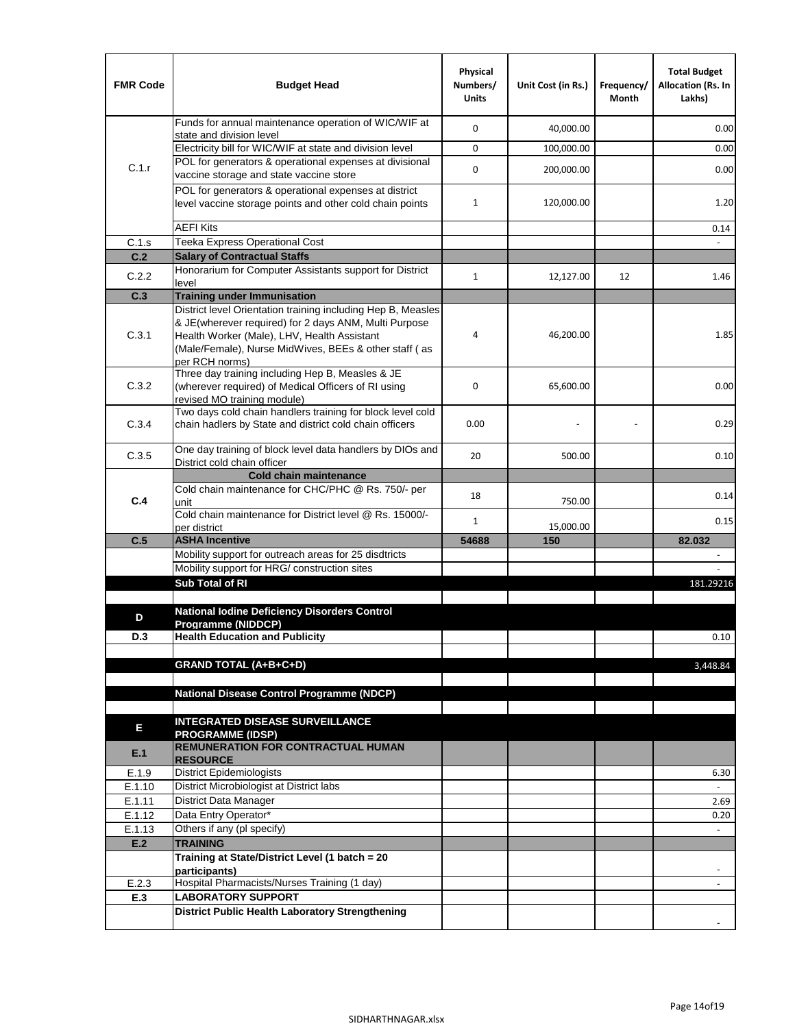| FMR Code | Budget Head | Physical Numbers/ Units | Unit Cost (in Rs.) | Frequency/ Month | Total Budget Allocation (Rs. In Lakhs) |
|---|---|---|---|---|---|
| C.1.r | Funds for annual maintenance operation of WIC/WIF at state and division level | 0 | 40,000.00 | | 0.00 |
| | Electricity bill for WIC/WIF at state and division level | 0 | 100,000.00 | | 0.00 |
| | POL for generators & operational expenses at divisional vaccine storage and state vaccine store | 0 | 200,000.00 | | 0.00 |
| | POL for generators & operational expenses at district level vaccine storage points and other cold chain points | 1 | 120,000.00 | | 1.20 |
| | AEFI Kits | | | | 0.14 |
| C.1.s | Teeka Express Operational Cost | | | | - |
| **C.2** | **Salary of Contractual Staffs** | | | | |
| C.2.2 | Honorarium for Computer Assistants support for District level | 1 | 12,127.00 | 12 | 1.46 |
| **C.3** | **Training under Immunisation** | | | | |
| C.3.1 | District level Orientation training including Hep B, Measles & JE(wherever required) for 2 days ANM, Multi Purpose Health Worker (Male), LHV, Health Assistant (Male/Female), Nurse MidWives, BEEs & other staff ( as per RCH norms) | 4 | 46,200.00 | | 1.85 |
| C.3.2 | Three day training including Hep B, Measles & JE (wherever required) of Medical Officers of RI using revised MO training module) | 0 | 65,600.00 | | 0.00 |
| C.3.4 | Two days cold chain handlers training for block level cold chain hadlers by State and district cold chain officers | 0.00 | - | - | 0.29 |
| C.3.5 | One day training of block level data handlers by DIOs and District cold chain officer | 20 | 500.00 | | 0.10 |
| **C.4** | **Cold chain maintenance** | | | | |
| | Cold chain maintenance for CHC/PHC @ Rs. 750/- per unit | 18 | 750.00 | | 0.14 |
| | Cold chain maintenance for District level @ Rs. 15000/- per district | 1 | 15,000.00 | | 0.15 |
| **C.5** | **ASHA Incentive** | **54688** | **150** | | **82.032** |
| | Mobility support for outreach areas for 25 disdtricts | | | | - |
| | Mobility support for HRG/ construction sites | | | | - |
| | **Sub Total of RI** | | | | 181.29216 |
| | | | | | |
| **D** | **National Iodine Deficiency Disorders Control Programme (NIDDCP)** | | | | |
| **D.3** | **Health Education and Publicity** | | | | 0.10 |
| | | | | | |
| | **GRAND TOTAL (A+B+C+D)** | | | | 3,448.84 |
| | | | | | |
| | **National Disease Control Programme (NDCP)** | | | | |
| | | | | | |
| **E** | **INTEGRATED DISEASE SURVEILLANCE PROGRAMME (IDSP)** | | | | |
| **E.1** | **REMUNERATION FOR CONTRACTUAL HUMAN RESOURCE** | | | | |
| E.1.9 | District Epidemiologists | | | | 6.30 |
| E.1.10 | District Microbiologist at District labs | | | | - |
| E.1.11 | District Data Manager | | | | 2.69 |
| E.1.12 | Data Entry Operator* | | | | 0.20 |
| E.1.13 | Others if any (pl specify) | | | | - |
| **E.2** | **TRAINING** | | | | |
| | **Training at State/District Level (1 batch = 20 participants)** | | | | - |
| E.2.3 | Hospital Pharmacists/Nurses Training (1 day) | | | | - |
| **E.3** | **LABORATORY SUPPORT** | | | | |
| | **District Public Health Laboratory Strengthening** | | | | - |

SIDHARTHNAGAR.xlsx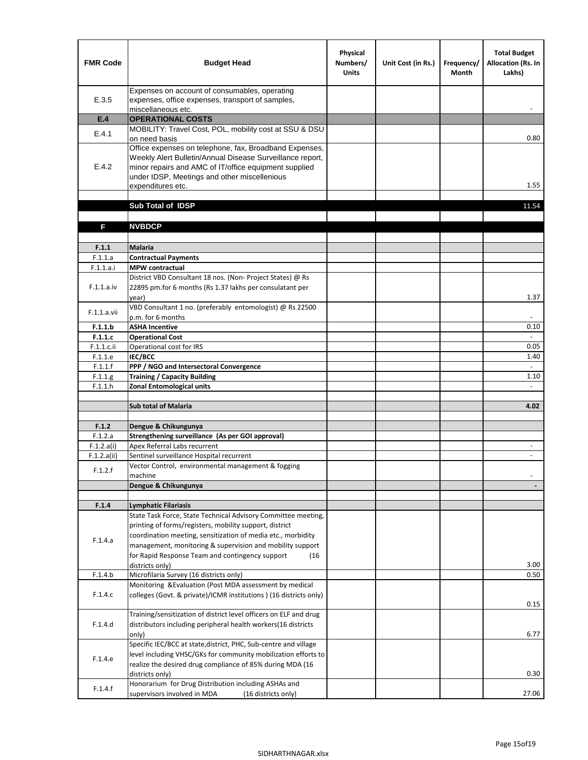| FMR Code | Budget Head | Physical Numbers/ Units | Unit Cost (in Rs.) | Frequency/ Month | Total Budget Allocation (Rs. In Lakhs) |
|---|---|---|---|---|---|
| E.3.5 | Expenses on account of consumables, operating expenses, office expenses, transport of samples, miscellaneous etc. | | | | - |
| **E.4** | **OPERATIONAL COSTS** | | | | |
| E.4.1 | MOBILITY: Travel Cost, POL, mobility cost at SSU & DSU on need basis | | | | 0.80 |
| E.4.2 | Office expenses on telephone, fax, Broadband Expenses, Weekly Alert Bulletin/Annual Disease Surveillance report, minor repairs and AMC of IT/office equipment supplied under IDSP, Meetings and other miscellenious expenditures etc. | | | | 1.55 |
| | | | | | |
| | **Sub Total of IDSP** | | | | 11.54 |
| | | | | | |
| **F** | **NVBDCP** | | | | |
| | | | | | |
| **F.1.1** | **Malaria** | | | | |
| F.1.1.a | **Contractual Payments** | | | | |
| F.1.1.a.i | **MPW contractual** | | | | |
| F.1.1.a.iv | District VBD Consultant 18 nos. (Non- Project States) @ Rs 22895 pm.for 6 months (Rs 1.37 lakhs per consulatant per year) | | | | 1.37 |
| F.1.1.a.vii | VBD Consultant 1 no. (preferably entomologist) @ Rs 22500 p.m. for 6 months | | | | - |
| **F.1.1.b** | **ASHA Incentive** | | | | 0.10 |
| **F.1.1.c** | **Operational Cost** | | | | - |
| F.1.1.c.ii | Operational cost for IRS | | | | 0.05 |
| F.1.1.e | **IEC/BCC** | | | | 1.40 |
| F.1.1.f | **PPP / NGO and Intersectoral Convergence** | | | | - |
| F.1.1.g | **Training / Capacity Building** | | | | 1.10 |
| F.1.1.h | **Zonal Entomological units** | | | | - |
| | | | | | |
| | **Sub total of Malaria** | | | | **4.02** |
| | | | | | |
| **F.1.2** | **Dengue & Chikungunya** | | | | |
| F.1.2.a | **Strengthening surveillance (As per GOI approval)** | | | | |
| F.1.2.a(i) | Apex Referral Labs recurrent | | | | - |
| F.1.2.a(ii) | Sentinel surveillance Hospital recurrent | | | | - |
| F.1.2.f | Vector Control, environmental management & fogging machine | | | | - |
| | **Dengue & Chikungunya** | | | | **-** |
| | | | | | |
| **F.1.4** | **Lymphatic Filariasis** | | | | |
| F.1.4.a | State Task Force, State Technical Advisory Committee meeting, printing of forms/registers, mobility support, district coordination meeting, sensitization of media etc., morbidity management, monitoring & supervision and mobility support for Rapid Response Team and contingency support (16 districts only) | | | | 3.00 |
| F.1.4.b | Microfilaria Survey (16 districts only) | | | | 0.50 |
| F.1.4.c | Monitoring &Evaluation (Post MDA assessment by medical colleges (Govt. & private)/ICMR institutions ) (16 districts only) | | | | 0.15 |
| F.1.4.d | Training/sensitization of district level officers on ELF and drug distributors including peripheral health workers(16 districts only) | | | | 6.77 |
| F.1.4.e | Specific IEC/BCC at state,district, PHC, Sub-centre and village level including VHSC/GKs for community mobilization efforts to realize the desired drug compliance of 85% during MDA (16 districts only) | | | | 0.30 |
| F.1.4.f | Honorarium for Drug Distribution including ASHAs and supervisors involved in MDA (16 districts only) | | | | 27.06 |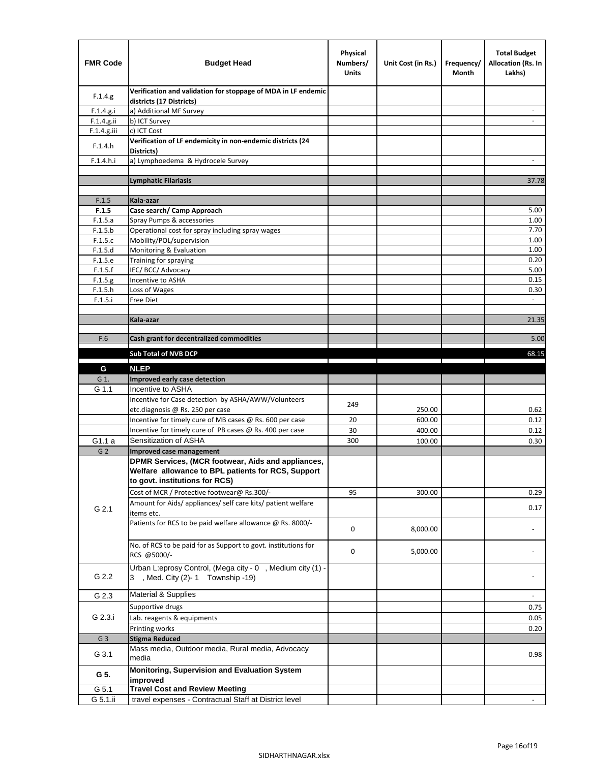| FMR Code | Budget Head | Physical Numbers/ Units | Unit Cost (in Rs.) | Frequency/ Month | Total Budget Allocation (Rs. In Lakhs) |
|---|---|---|---|---|---|
| F.1.4.g | **Verification and validation for stoppage of MDA in LF endemic districts (17 Districts)** | | | | |
| F.1.4.g.i | a) Additional MF Survey | | | | - |
| F.1.4.g.ii | b) ICT Survey | | | | - |
| F.1.4.g.iii | c) ICT Cost | | | | |
| F.1.4.h | **Verification of LF endemicity in non-endemic districts (24 Districts)** | | | | |
| F.1.4.h.i | a) Lymphoedema & Hydrocele Survey | | | | - |
| | | | | | |
| | **Lymphatic Filariasis** | | | | 37.78 |
| | | | | | |
| F.1.5 | **Kala-azar** | | | | |
| **F.1.5** | **Case search/ Camp Approach** | | | | 5.00 |
| F.1.5.a | Spray Pumps & accessories | | | | 1.00 |
| F.1.5.b | Operational cost for spray including spray wages | | | | 7.70 |
| F.1.5.c | Mobility/POL/supervision | | | | 1.00 |
| F.1.5.d | Monitoring & Evaluation | | | | 1.00 |
| F.1.5.e | Training for spraying | | | | 0.20 |
| F.1.5.f | IEC/ BCC/ Advocacy | | | | 5.00 |
| F.1.5.g | Incentive to ASHA | | | | 0.15 |
| F.1.5.h | Loss of Wages | | | | 0.30 |
| F.1.5.i | Free Diet | | | | - |
| | | | | | |
| | **Kala-azar** | | | | 21.35 |
| | | | | | |
| F.6 | **Cash grant for decentralized commodities** | | | | 5.00 |
| | | | | | |
| | **Sub Total of NVB DCP** | | | | 68.15 |
| | | | | | |
| **G** | **NLEP** | | | | |
| G 1. | **Improved early case detection** | | | | |
| G 1.1 | Incentive to ASHA | | | | |
| | Incentive for Case detection by ASHA/AWW/Volunteers etc.diagnosis @ Rs. 250 per case | 249 | 250.00 | | 0.62 |
| | Incentive for timely cure of MB cases @ Rs. 600 per case | 20 | 600.00 | | 0.12 |
| | Incentive for timely cure of PB cases @ Rs. 400 per case | 30 | 400.00 | | 0.12 |
| G1.1 a | Sensitization of ASHA | 300 | 100.00 | | 0.30 |
| G 2 | **Improved case management** | | | | |
| G 2.1 | **DPMR Services, (MCR footwear, Aids and appliances, Welfare allowance to BPL patients for RCS, Support to govt. institutions for RCS)** | | | | |
| | Cost of MCR / Protective footwear@ Rs.300/- | 95 | 300.00 | | 0.29 |
| | Amount for Aids/ appliances/ self care kits/ patient welfare items etc. | | | | 0.17 |
| | Patients for RCS to be paid welfare allowance @ Rs. 8000/- | 0 | 8,000.00 | | - |
| | No. of RCS to be paid for as Support to govt. institutions for RCS @5000/- | 0 | 5,000.00 | | - |
| G 2.2 | Urban L:eprosy Control, (Mega city - 0 , Medium city (1) - 3 , Med. City (2)- 1 Township -19) | | | | - |
| G 2.3 | Material & Supplies | | | | - |
| G 2.3.i | Supportive drugs | | | | 0.75 |
| | Lab. reagents & equipments | | | | 0.05 |
| | Printing works | | | | 0.20 |
| G 3 | **Stigma Reduced** | | | | |
| G 3.1 | Mass media, Outdoor media, Rural media, Advocacy media | | | | 0.98 |
| **G 5.** | **Monitoring, Supervision and Evaluation System improved** | | | | |
| G 5.1 | **Travel Cost and Review Meeting** | | | | |
| G 5.1.ii | travel expenses - Contractual Staff at District level | | | | - |

SIDHARTHNAGAR.xlsx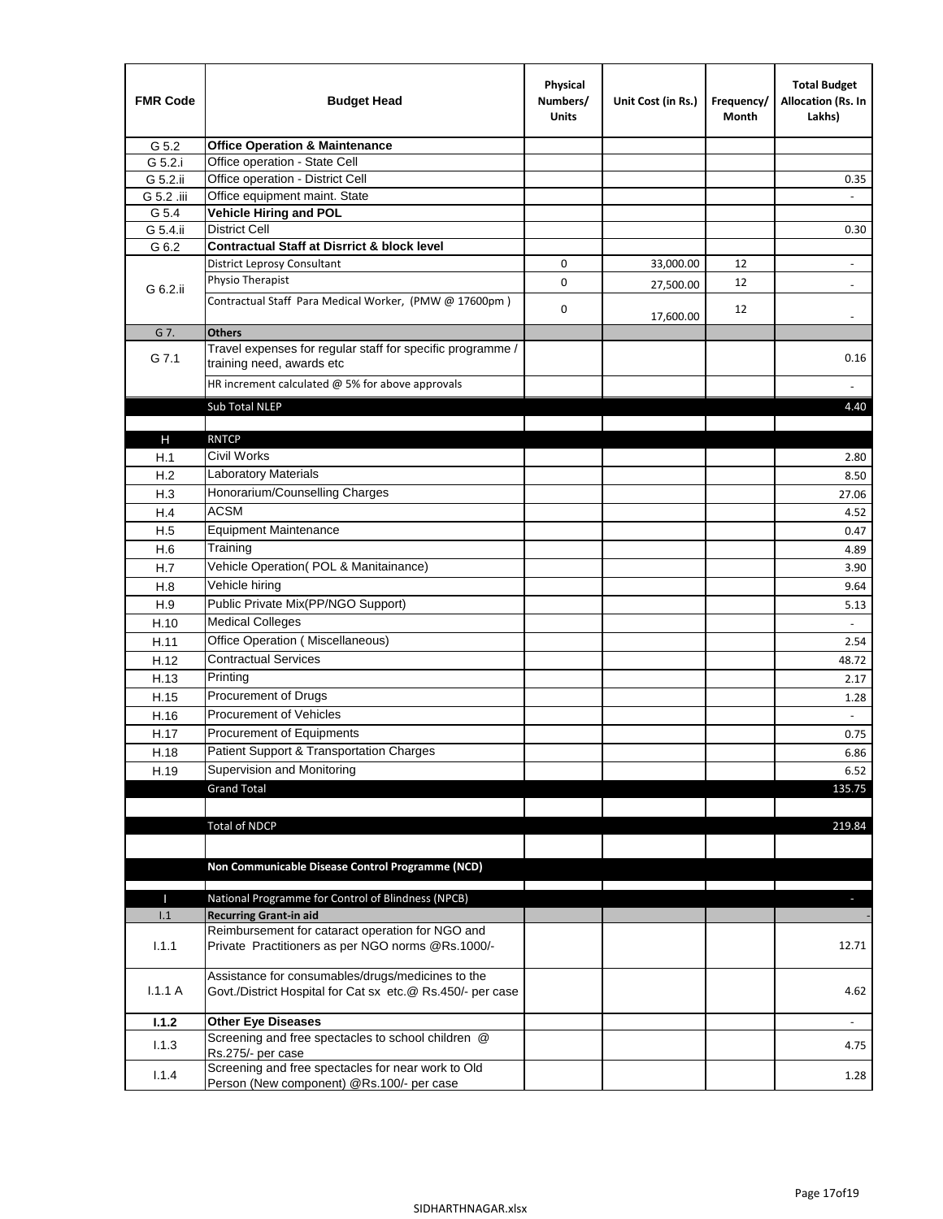| FMR Code | Budget Head | Physical Numbers/ Units | Unit Cost (in Rs.) | Frequency/ Month | Total Budget Allocation (Rs. In Lakhs) |
|---|---|---|---|---|---|
| G 5.2 | **Office Operation & Maintenance** | | | | |
| G 5.2.i | Office operation - State Cell | | | | |
| G 5.2.ii | Office operation - District Cell | | | | 0.35 |
| G 5.2 .iii | Office equipment maint. State | | | | - |
| G 5.4 | **Vehicle Hiring and POL** | | | | |
| G 5.4.ii | District Cell | | | | 0.30 |
| G 6.2 | **Contractual Staff at Disrrict & block level** | | | | |
| G 6.2.ii | District Leprosy Consultant | 0 | 33,000.00 | 12 | - |
| | Physio Therapist | 0 | 27,500.00 | 12 | - |
| | Contractual Staff Para Medical Worker, (PMW @ 17600pm ) | 0 | 17,600.00 | 12 | - |
| G 7. | **Others** | | | | |
| G 7.1 | Travel expenses for regular staff for specific programme / training need, awards etc | | | | 0.16 |
| | HR increment calculated @ 5% for above approvals | | | | - |
| | Sub Total NLEP | | | | 4.40 |
| | | | | | |
| H | RNTCP | | | | |
| H.1 | Civil Works | | | | 2.80 |
| H.2 | Laboratory Materials | | | | 8.50 |
| H.3 | Honorarium/Counselling Charges | | | | 27.06 |
| H.4 | ACSM | | | | 4.52 |
| H.5 | Equipment Maintenance | | | | 0.47 |
| H.6 | Training | | | | 4.89 |
| H.7 | Vehicle Operation( POL & Manitainance) | | | | 3.90 |
| H.8 | Vehicle hiring | | | | 9.64 |
| H.9 | Public Private Mix(PP/NGO Support) | | | | 5.13 |
| H.10 | Medical Colleges | | | | - |
| H.11 | Office Operation ( Miscellaneous) | | | | 2.54 |
| H.12 | Contractual Services | | | | 48.72 |
| H.13 | Printing | | | | 2.17 |
| H.15 | Procurement of Drugs | | | | 1.28 |
| H.16 | Procurement of Vehicles | | | | - |
| H.17 | Procurement of Equipments | | | | 0.75 |
| H.18 | Patient Support & Transportation Charges | | | | 6.86 |
| H.19 | Supervision and Monitoring | | | | 6.52 |
| | Grand Total | | | | 135.75 |
| | | | | | |
| | Total of NDCP | | | | 219.84 |
| | | | | | |
| | **Non Communicable Disease Control Programme (NCD)** | | | | |
| | | | | | |
| I | National Programme for Control of Blindness (NPCB) | | | | - |
| I.1 | **Recurring Grant-in aid** | | | | - |
| I.1.1 | Reimbursement for cataract operation for NGO and Private Practitioners as per NGO norms @Rs.1000/- | | | | 12.71 |
| I.1.1 A | Assistance for consumables/drugs/medicines to the Govt./District Hospital for Cat sx etc.@ Rs.450/- per case | | | | 4.62 |
| **I.1.2** | **Other Eye Diseases** | | | | - |
| I.1.3 | Screening and free spectacles to school children @ Rs.275/- per case | | | | 4.75 |
| I.1.4 | Screening and free spectacles for near work to Old Person (New component) @Rs.100/- per case | | | | 1.28 |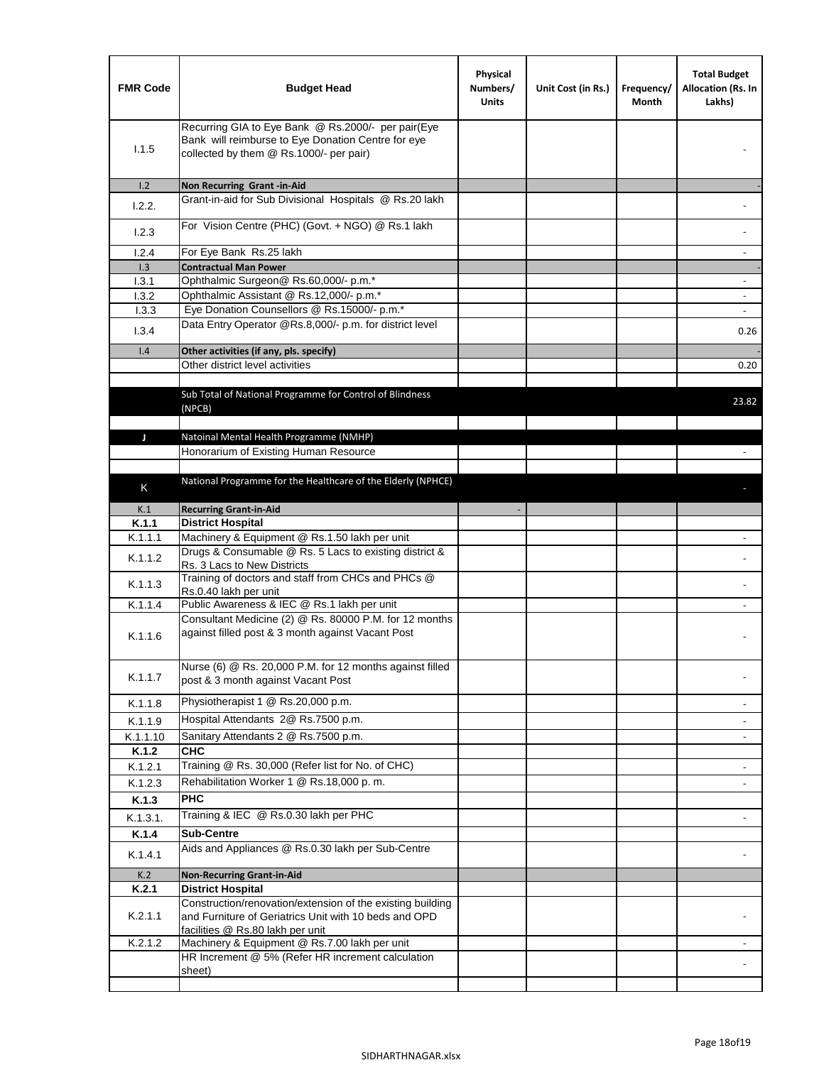| FMR Code | Budget Head | Physical Numbers/ Units | Unit Cost (in Rs.) | Frequency/ Month | Total Budget Allocation (Rs. In Lakhs) |
|---|---|---|---|---|---|
| I.1.5 | Recurring GIA to Eye Bank @ Rs.2000/- per pair(Eye Bank will reimburse to Eye Donation Centre for eye collected by them @ Rs.1000/- per pair) | | | | - |
| I.2 | **Non Recurring Grant -in-Aid** | | | | - |
| I.2.2. | Grant-in-aid for Sub Divisional Hospitals @ Rs.20 lakh | | | | - |
| I.2.3 | For Vision Centre (PHC) (Govt. + NGO) @ Rs.1 lakh | | | | - |
| I.2.4 | For Eye Bank Rs.25 lakh | | | | - |
| I.3 | **Contractual Man Power** | | | | - |
| I.3.1 | Ophthalmic Surgeon@ Rs.60,000/- p.m.* | | | | - |
| I.3.2 | Ophthalmic Assistant @ Rs.12,000/- p.m.* | | | | - |
| I.3.3 | Eye Donation Counsellors @ Rs.15000/- p.m.* | | | | - |
| I.3.4 | Data Entry Operator @Rs.8,000/- p.m. for district level | | | | 0.26 |
| I.4 | **Other activities (if any, pls. specify)** | | | | - |
| | Other district level activities | | | | 0.20 |
| | | | | | |
| | Sub Total of National Programme for Control of Blindness (NPCB) | | | | 23.82 |
| | | | | | |
| J | Natoinal Mental Health Programme (NMHP) | | | | |
| | Honorarium of Existing Human Resource | | | | - |
| | | | | | |
| K | National Programme for the Healthcare of the Elderly (NPHCE) | | | | - |
| K.1 | **Recurring Grant-in-Aid** | - | | | |
| **K.1.1** | **District Hospital** | | | | |
| K.1.1.1 | Machinery & Equipment @ Rs.1.50 lakh per unit | | | | - |
| K.1.1.2 | Drugs & Consumable @ Rs. 5 Lacs to existing district & Rs. 3 Lacs to New Districts | | | | - |
| K.1.1.3 | Training of doctors and staff from CHCs and PHCs @ Rs.0.40 lakh per unit | | | | - |
| K.1.1.4 | Public Awareness & IEC @ Rs.1 lakh per unit | | | | - |
| K.1.1.6 | Consultant Medicine (2) @ Rs. 80000 P.M. for 12 months against filled post & 3 month against Vacant Post | | | | - |
| K.1.1.7 | Nurse (6) @ Rs. 20,000 P.M. for 12 months against filled post & 3 month against Vacant Post | | | | - |
| K.1.1.8 | Physiotherapist 1 @ Rs.20,000 p.m. | | | | - |
| K.1.1.9 | Hospital Attendants 2@ Rs.7500 p.m. | | | | - |
| K.1.1.10 | Sanitary Attendants 2 @ Rs.7500 p.m. | | | | - |
| **K.1.2** | **CHC** | | | | |
| K.1.2.1 | Training @ Rs. 30,000 (Refer list for No. of CHC) | | | | - |
| K.1.2.3 | Rehabilitation Worker 1 @ Rs.18,000 p. m. | | | | - |
| **K.1.3** | **PHC** | | | | |
| K.1.3.1. | Training & IEC @ Rs.0.30 lakh per PHC | | | | - |
| **K.1.4** | **Sub-Centre** | | | | |
| K.1.4.1 | Aids and Appliances @ Rs.0.30 lakh per Sub-Centre | | | | - |
| K.2 | **Non-Recurring Grant-in-Aid** | | | | |
| **K.2.1** | **District Hospital** | | | | |
| K.2.1.1 | Construction/renovation/extension of the existing building and Furniture of Geriatrics Unit with 10 beds and OPD facilities @ Rs.80 lakh per unit | | | | - |
| K.2.1.2 | Machinery & Equipment @ Rs.7.00 lakh per unit | | | | - |
| | HR Increment @ 5% (Refer HR increment calculation sheet) | | | | - |
| | | | | | |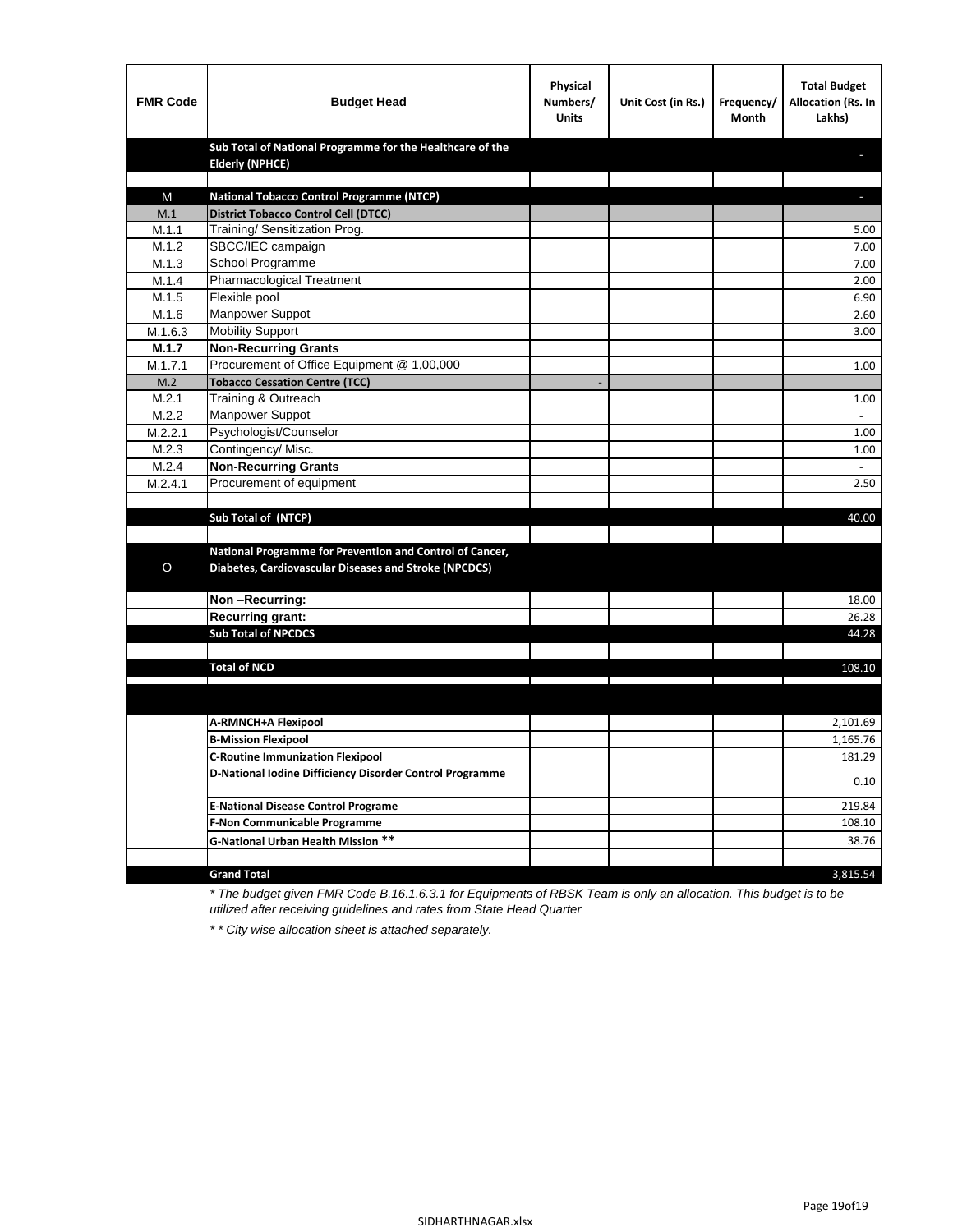| FMR Code | Budget Head | Physical Numbers/ Units | Unit Cost (in Rs.) | Frequency/ Month | Total Budget Allocation (Rs. In Lakhs) |
|---|---|---|---|---|---|
| | **Sub Total of National Programme for the Healthcare of the Elderly (NPHCE)** | | | | - |
| | | | | | |
| M | **National Tobacco Control Programme (NTCP)** | | | | - |
| M.1 | **District Tobacco Control Cell (DTCC)** | | | | |
| M.1.1 | Training/ Sensitization Prog. | | | | 5.00 |
| M.1.2 | SBCC/IEC campaign | | | | 7.00 |
| M.1.3 | School Programme | | | | 7.00 |
| M.1.4 | Pharmacological Treatment | | | | 2.00 |
| M.1.5 | Flexible pool | | | | 6.90 |
| M.1.6 | Manpower Suppot | | | | 2.60 |
| M.1.6.3 | Mobility Support | | | | 3.00 |
| **M.1.7** | **Non-Recurring Grants** | | | | |
| M.1.7.1 | Procurement of Office Equipment @ 1,00,000 | | | | 1.00 |
| M.2 | **Tobacco Cessation Centre (TCC)** | - | | | |
| M.2.1 | Training & Outreach | | | | 1.00 |
| M.2.2 | Manpower Suppot | | | | - |
| M.2.2.1 | Psychologist/Counselor | | | | 1.00 |
| M.2.3 | Contingency/ Misc. | | | | 1.00 |
| M.2.4 | **Non-Recurring Grants** | | | | - |
| M.2.4.1 | Procurement of equipment | | | | 2.50 |
| | | | | | |
| | **Sub Total of (NTCP)** | | | | 40.00 |
| | | | | | |
| O | **National Programme for Prevention and Control of Cancer, Diabetes, Cardiovascular Diseases and Stroke (NPCDCS)** | | | | |
| | **Non –Recurring:** | | | | 18.00 |
| | **Recurring grant:** | | | | 26.28 |
| | **Sub Total of NPCDCS** | | | | 44.28 |
| | | | | | |
| | **Total of NCD** | | | | 108.10 |
| | | | | | |
| | **A-RMNCH+A Flexipool** | | | | 2,101.69 |
| | **B-Mission Flexipool** | | | | 1,165.76 |
| | **C-Routine Immunization Flexipool** | | | | 181.29 |
| | **D-National Iodine Difficiency Disorder Control Programme** | | | | 0.10 |
| | **E-National Disease Control Programe** | | | | 219.84 |
| | **F-Non Communicable Programme** | | | | 108.10 |
| | **G-National Urban Health Mission \*\*** | | | | 38.76 |
| | | | | | |
| | **Grand Total** | | | | 3,815.54 |

*\* The budget given FMR Code B.16.1.6.3.1 for Equipments of RBSK Team is only an allocation. This budget is to be utilized after receiving guidelines and rates from State Head Quarter*

*\* \* City wise allocation sheet is attached separately.*

SIDHARTHNAGAR.xlsx